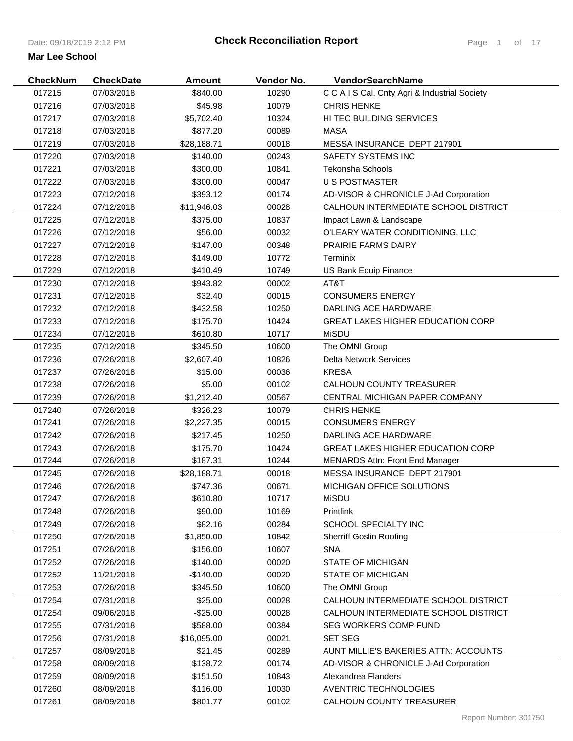# Check Reconciliation Report

**Mar Lee School**

| CheckNum | CheckDate | Amount | Vendor No. | VendorSearchName |
|---|---|---|---|---|
| 017215 | 07/03/2018 | $840.00 | 10290 | C C A I S Cal. Cnty Agri & Industrial Society |
| 017216 | 07/03/2018 | $45.98 | 10079 | CHRIS HENKE |
| 017217 | 07/03/2018 | $5,702.40 | 10324 | HI TEC BUILDING SERVICES |
| 017218 | 07/03/2018 | $877.20 | 00089 | MASA |
| 017219 | 07/03/2018 | $28,188.71 | 00018 | MESSA INSURANCE DEPT 217901 |
| 017220 | 07/03/2018 | $140.00 | 00243 | SAFETY SYSTEMS INC |
| 017221 | 07/03/2018 | $300.00 | 10841 | Tekonsha Schools |
| 017222 | 07/03/2018 | $300.00 | 00047 | U S POSTMASTER |
| 017223 | 07/12/2018 | $393.12 | 00174 | AD-VISOR & CHRONICLE J-Ad Corporation |
| 017224 | 07/12/2018 | $11,946.03 | 00028 | CALHOUN INTERMEDIATE SCHOOL DISTRICT |
| 017225 | 07/12/2018 | $375.00 | 10837 | Impact Lawn & Landscape |
| 017226 | 07/12/2018 | $56.00 | 00032 | O'LEARY WATER CONDITIONING, LLC |
| 017227 | 07/12/2018 | $147.00 | 00348 | PRAIRIE FARMS DAIRY |
| 017228 | 07/12/2018 | $149.00 | 10772 | Terminix |
| 017229 | 07/12/2018 | $410.49 | 10749 | US Bank Equip Finance |
| 017230 | 07/12/2018 | $943.82 | 00002 | AT&T |
| 017231 | 07/12/2018 | $32.40 | 00015 | CONSUMERS ENERGY |
| 017232 | 07/12/2018 | $432.58 | 10250 | DARLING ACE HARDWARE |
| 017233 | 07/12/2018 | $175.70 | 10424 | GREAT LAKES HIGHER EDUCATION CORP |
| 017234 | 07/12/2018 | $610.80 | 10717 | MiSDU |
| 017235 | 07/12/2018 | $345.50 | 10600 | The OMNI Group |
| 017236 | 07/26/2018 | $2,607.40 | 10826 | Delta Network Services |
| 017237 | 07/26/2018 | $15.00 | 00036 | KRESA |
| 017238 | 07/26/2018 | $5.00 | 00102 | CALHOUN COUNTY TREASURER |
| 017239 | 07/26/2018 | $1,212.40 | 00567 | CENTRAL MICHIGAN PAPER COMPANY |
| 017240 | 07/26/2018 | $326.23 | 10079 | CHRIS HENKE |
| 017241 | 07/26/2018 | $2,227.35 | 00015 | CONSUMERS ENERGY |
| 017242 | 07/26/2018 | $217.45 | 10250 | DARLING ACE HARDWARE |
| 017243 | 07/26/2018 | $175.70 | 10424 | GREAT LAKES HIGHER EDUCATION CORP |
| 017244 | 07/26/2018 | $187.31 | 10244 | MENARDS Attn: Front End Manager |
| 017245 | 07/26/2018 | $28,188.71 | 00018 | MESSA INSURANCE DEPT 217901 |
| 017246 | 07/26/2018 | $747.36 | 00671 | MICHIGAN OFFICE SOLUTIONS |
| 017247 | 07/26/2018 | $610.80 | 10717 | MiSDU |
| 017248 | 07/26/2018 | $90.00 | 10169 | Printlink |
| 017249 | 07/26/2018 | $82.16 | 00284 | SCHOOL SPECIALTY INC |
| 017250 | 07/26/2018 | $1,850.00 | 10842 | Sherriff Goslin Roofing |
| 017251 | 07/26/2018 | $156.00 | 10607 | SNA |
| 017252 | 07/26/2018 | $140.00 | 00020 | STATE OF MICHIGAN |
| 017252 | 11/21/2018 | -$140.00 | 00020 | STATE OF MICHIGAN |
| 017253 | 07/26/2018 | $345.50 | 10600 | The OMNI Group |
| 017254 | 07/31/2018 | $25.00 | 00028 | CALHOUN INTERMEDIATE SCHOOL DISTRICT |
| 017254 | 09/06/2018 | -$25.00 | 00028 | CALHOUN INTERMEDIATE SCHOOL DISTRICT |
| 017255 | 07/31/2018 | $588.00 | 00384 | SEG WORKERS COMP FUND |
| 017256 | 07/31/2018 | $16,095.00 | 00021 | SET SEG |
| 017257 | 08/09/2018 | $21.45 | 00289 | AUNT MILLIE'S BAKERIES ATTN: ACCOUNTS |
| 017258 | 08/09/2018 | $138.72 | 00174 | AD-VISOR & CHRONICLE J-Ad Corporation |
| 017259 | 08/09/2018 | $151.50 | 10843 | Alexandrea Flanders |
| 017260 | 08/09/2018 | $116.00 | 10030 | AVENTRIC TECHNOLOGIES |
| 017261 | 08/09/2018 | $801.77 | 00102 | CALHOUN COUNTY TREASURER |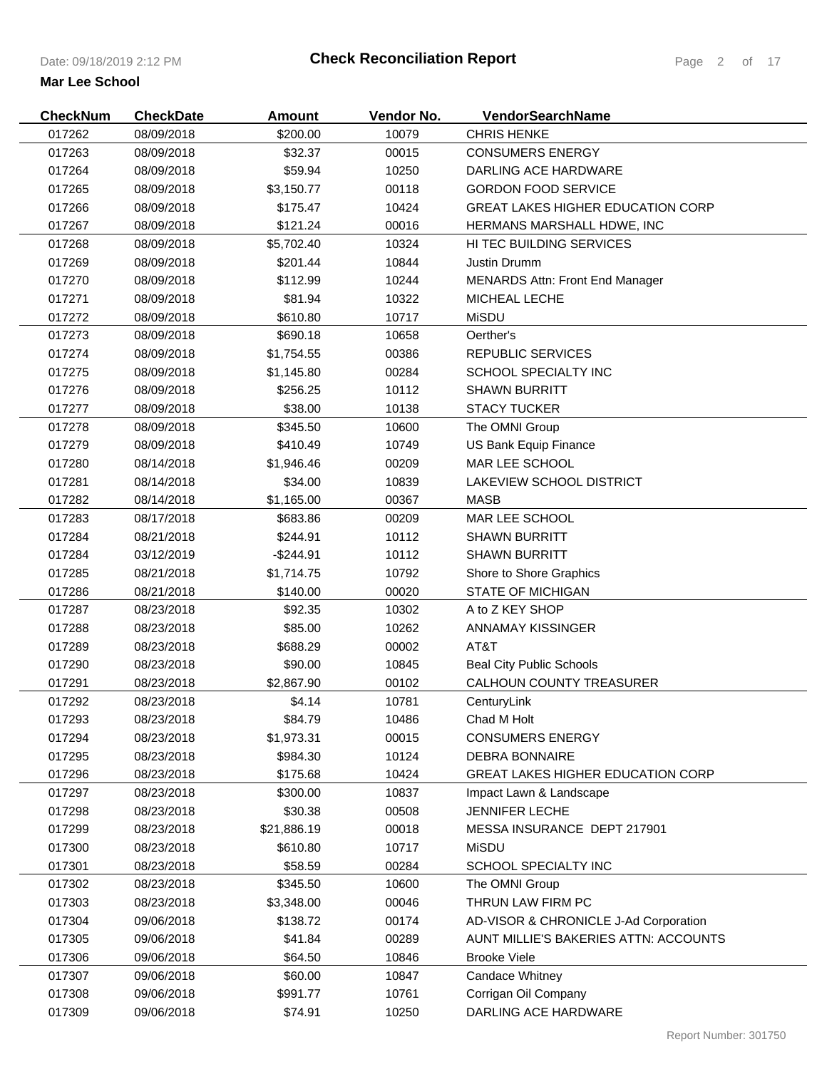# Check Reconciliation Report

**Mar Lee School**

| CheckNum | CheckDate | Amount | Vendor No. | VendorSearchName |
|---|---|---|---|---|
| 017262 | 08/09/2018 | $200.00 | 10079 | CHRIS HENKE |
| 017263 | 08/09/2018 | $32.37 | 00015 | CONSUMERS ENERGY |
| 017264 | 08/09/2018 | $59.94 | 10250 | DARLING ACE HARDWARE |
| 017265 | 08/09/2018 | $3,150.77 | 00118 | GORDON FOOD SERVICE |
| 017266 | 08/09/2018 | $175.47 | 10424 | GREAT LAKES HIGHER EDUCATION CORP |
| 017267 | 08/09/2018 | $121.24 | 00016 | HERMANS MARSHALL HDWE, INC |
| 017268 | 08/09/2018 | $5,702.40 | 10324 | HI TEC BUILDING SERVICES |
| 017269 | 08/09/2018 | $201.44 | 10844 | Justin Drumm |
| 017270 | 08/09/2018 | $112.99 | 10244 | MENARDS Attn: Front End Manager |
| 017271 | 08/09/2018 | $81.94 | 10322 | MICHEAL LECHE |
| 017272 | 08/09/2018 | $610.80 | 10717 | MiSDU |
| 017273 | 08/09/2018 | $690.18 | 10658 | Oerther's |
| 017274 | 08/09/2018 | $1,754.55 | 00386 | REPUBLIC SERVICES |
| 017275 | 08/09/2018 | $1,145.80 | 00284 | SCHOOL SPECIALTY INC |
| 017276 | 08/09/2018 | $256.25 | 10112 | SHAWN BURRITT |
| 017277 | 08/09/2018 | $38.00 | 10138 | STACY TUCKER |
| 017278 | 08/09/2018 | $345.50 | 10600 | The OMNI Group |
| 017279 | 08/09/2018 | $410.49 | 10749 | US Bank Equip Finance |
| 017280 | 08/14/2018 | $1,946.46 | 00209 | MAR LEE SCHOOL |
| 017281 | 08/14/2018 | $34.00 | 10839 | LAKEVIEW SCHOOL DISTRICT |
| 017282 | 08/14/2018 | $1,165.00 | 00367 | MASB |
| 017283 | 08/17/2018 | $683.86 | 00209 | MAR LEE SCHOOL |
| 017284 | 08/21/2018 | $244.91 | 10112 | SHAWN BURRITT |
| 017284 | 03/12/2019 | -$244.91 | 10112 | SHAWN BURRITT |
| 017285 | 08/21/2018 | $1,714.75 | 10792 | Shore to Shore Graphics |
| 017286 | 08/21/2018 | $140.00 | 00020 | STATE OF MICHIGAN |
| 017287 | 08/23/2018 | $92.35 | 10302 | A to Z KEY SHOP |
| 017288 | 08/23/2018 | $85.00 | 10262 | ANNAMAY KISSINGER |
| 017289 | 08/23/2018 | $688.29 | 00002 | AT&T |
| 017290 | 08/23/2018 | $90.00 | 10845 | Beal City Public Schools |
| 017291 | 08/23/2018 | $2,867.90 | 00102 | CALHOUN COUNTY TREASURER |
| 017292 | 08/23/2018 | $4.14 | 10781 | CenturyLink |
| 017293 | 08/23/2018 | $84.79 | 10486 | Chad M Holt |
| 017294 | 08/23/2018 | $1,973.31 | 00015 | CONSUMERS ENERGY |
| 017295 | 08/23/2018 | $984.30 | 10124 | DEBRA BONNAIRE |
| 017296 | 08/23/2018 | $175.68 | 10424 | GREAT LAKES HIGHER EDUCATION CORP |
| 017297 | 08/23/2018 | $300.00 | 10837 | Impact Lawn & Landscape |
| 017298 | 08/23/2018 | $30.38 | 00508 | JENNIFER LECHE |
| 017299 | 08/23/2018 | $21,886.19 | 00018 | MESSA INSURANCE DEPT 217901 |
| 017300 | 08/23/2018 | $610.80 | 10717 | MiSDU |
| 017301 | 08/23/2018 | $58.59 | 00284 | SCHOOL SPECIALTY INC |
| 017302 | 08/23/2018 | $345.50 | 10600 | The OMNI Group |
| 017303 | 08/23/2018 | $3,348.00 | 00046 | THRUN LAW FIRM PC |
| 017304 | 09/06/2018 | $138.72 | 00174 | AD-VISOR & CHRONICLE J-Ad Corporation |
| 017305 | 09/06/2018 | $41.84 | 00289 | AUNT MILLIE'S BAKERIES ATTN: ACCOUNTS |
| 017306 | 09/06/2018 | $64.50 | 10846 | Brooke Viele |
| 017307 | 09/06/2018 | $60.00 | 10847 | Candace Whitney |
| 017308 | 09/06/2018 | $991.77 | 10761 | Corrigan Oil Company |
| 017309 | 09/06/2018 | $74.91 | 10250 | DARLING ACE HARDWARE |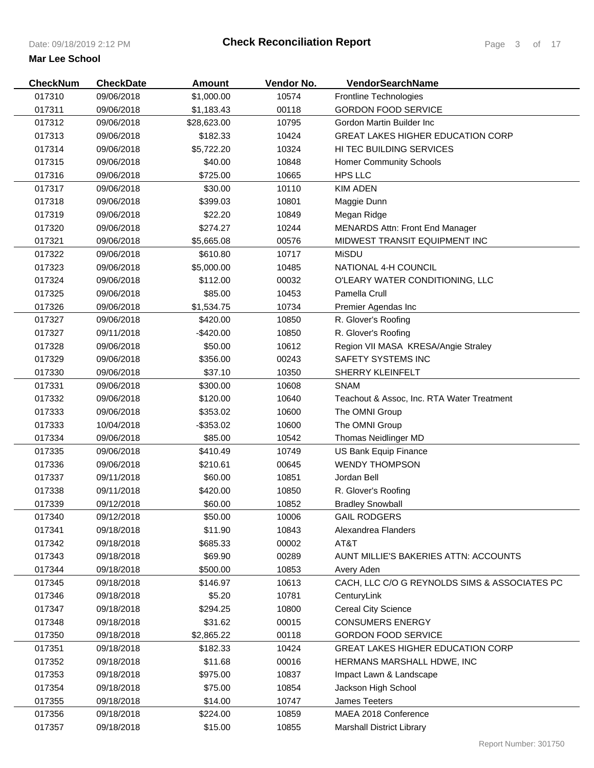**Check Reconciliation Report**

**Mar Lee School**

| CheckNum | CheckDate | Amount | Vendor No. | VendorSearchName |
|---|---|---|---|---|
| 017310 | 09/06/2018 | $1,000.00 | 10574 | Frontline Technologies |
| 017311 | 09/06/2018 | $1,183.43 | 00118 | GORDON FOOD SERVICE |
| 017312 | 09/06/2018 | $28,623.00 | 10795 | Gordon Martin Builder Inc |
| 017313 | 09/06/2018 | $182.33 | 10424 | GREAT LAKES HIGHER EDUCATION CORP |
| 017314 | 09/06/2018 | $5,722.20 | 10324 | HI TEC BUILDING SERVICES |
| 017315 | 09/06/2018 | $40.00 | 10848 | Homer Community Schools |
| 017316 | 09/06/2018 | $725.00 | 10665 | HPS LLC |
| 017317 | 09/06/2018 | $30.00 | 10110 | KIM ADEN |
| 017318 | 09/06/2018 | $399.03 | 10801 | Maggie Dunn |
| 017319 | 09/06/2018 | $22.20 | 10849 | Megan Ridge |
| 017320 | 09/06/2018 | $274.27 | 10244 | MENARDS Attn: Front End Manager |
| 017321 | 09/06/2018 | $5,665.08 | 00576 | MIDWEST TRANSIT EQUIPMENT INC |
| 017322 | 09/06/2018 | $610.80 | 10717 | MiSDU |
| 017323 | 09/06/2018 | $5,000.00 | 10485 | NATIONAL 4-H COUNCIL |
| 017324 | 09/06/2018 | $112.00 | 00032 | O'LEARY WATER CONDITIONING, LLC |
| 017325 | 09/06/2018 | $85.00 | 10453 | Pamella Crull |
| 017326 | 09/06/2018 | $1,534.75 | 10734 | Premier Agendas Inc |
| 017327 | 09/06/2018 | $420.00 | 10850 | R. Glover's Roofing |
| 017327 | 09/11/2018 | -$420.00 | 10850 | R. Glover's Roofing |
| 017328 | 09/06/2018 | $50.00 | 10612 | Region VII MASA KRESA/Angie Straley |
| 017329 | 09/06/2018 | $356.00 | 00243 | SAFETY SYSTEMS INC |
| 017330 | 09/06/2018 | $37.10 | 10350 | SHERRY KLEINFELT |
| 017331 | 09/06/2018 | $300.00 | 10608 | SNAM |
| 017332 | 09/06/2018 | $120.00 | 10640 | Teachout & Assoc, Inc. RTA Water Treatment |
| 017333 | 09/06/2018 | $353.02 | 10600 | The OMNI Group |
| 017333 | 10/04/2018 | -$353.02 | 10600 | The OMNI Group |
| 017334 | 09/06/2018 | $85.00 | 10542 | Thomas Neidlinger MD |
| 017335 | 09/06/2018 | $410.49 | 10749 | US Bank Equip Finance |
| 017336 | 09/06/2018 | $210.61 | 00645 | WENDY THOMPSON |
| 017337 | 09/11/2018 | $60.00 | 10851 | Jordan Bell |
| 017338 | 09/11/2018 | $420.00 | 10850 | R. Glover's Roofing |
| 017339 | 09/12/2018 | $60.00 | 10852 | Bradley Snowball |
| 017340 | 09/12/2018 | $50.00 | 10006 | GAIL RODGERS |
| 017341 | 09/18/2018 | $11.90 | 10843 | Alexandrea Flanders |
| 017342 | 09/18/2018 | $685.33 | 00002 | AT&T |
| 017343 | 09/18/2018 | $69.90 | 00289 | AUNT MILLIE'S BAKERIES ATTN: ACCOUNTS |
| 017344 | 09/18/2018 | $500.00 | 10853 | Avery Aden |
| 017345 | 09/18/2018 | $146.97 | 10613 | CACH, LLC C/O G REYNOLDS SIMS & ASSOCIATES PC |
| 017346 | 09/18/2018 | $5.20 | 10781 | CenturyLink |
| 017347 | 09/18/2018 | $294.25 | 10800 | Cereal City Science |
| 017348 | 09/18/2018 | $31.62 | 00015 | CONSUMERS ENERGY |
| 017350 | 09/18/2018 | $2,865.22 | 00118 | GORDON FOOD SERVICE |
| 017351 | 09/18/2018 | $182.33 | 10424 | GREAT LAKES HIGHER EDUCATION CORP |
| 017352 | 09/18/2018 | $11.68 | 00016 | HERMANS MARSHALL HDWE, INC |
| 017353 | 09/18/2018 | $975.00 | 10837 | Impact Lawn & Landscape |
| 017354 | 09/18/2018 | $75.00 | 10854 | Jackson High School |
| 017355 | 09/18/2018 | $14.00 | 10747 | James Teeters |
| 017356 | 09/18/2018 | $224.00 | 10859 | MAEA 2018 Conference |
| 017357 | 09/18/2018 | $15.00 | 10855 | Marshall District Library |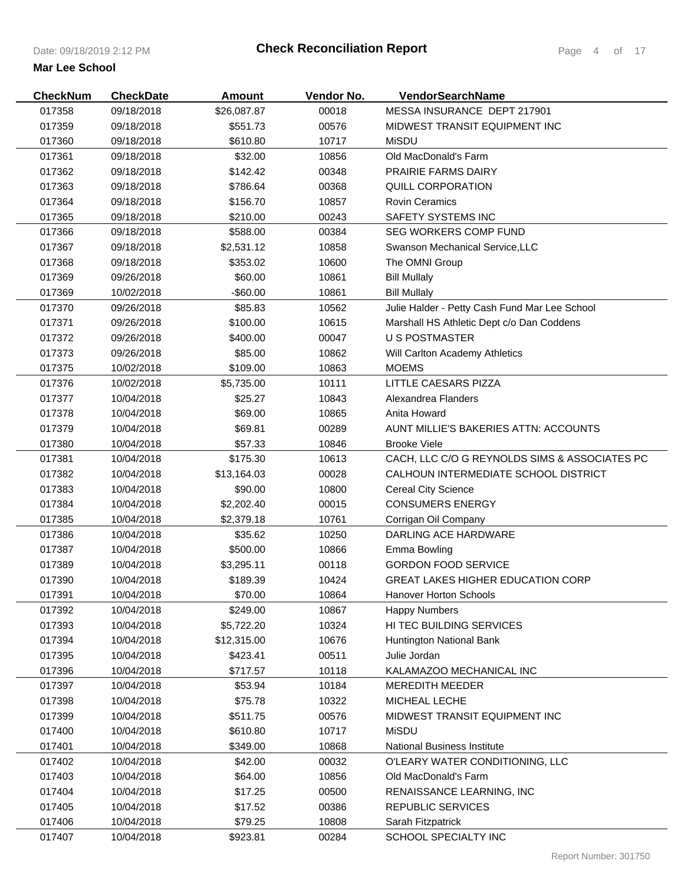# Check Reconciliation Report

Date: 09/18/2019 2:12 PM

**Mar Lee School**

| CheckNum | CheckDate | Amount | Vendor No. | VendorSearchName |
|---|---|---|---|---|
| 017358 | 09/18/2018 | $26,087.87 | 00018 | MESSA INSURANCE DEPT 217901 |
| 017359 | 09/18/2018 | $551.73 | 00576 | MIDWEST TRANSIT EQUIPMENT INC |
| 017360 | 09/18/2018 | $610.80 | 10717 | MiSDU |
| 017361 | 09/18/2018 | $32.00 | 10856 | Old MacDonald's Farm |
| 017362 | 09/18/2018 | $142.42 | 00348 | PRAIRIE FARMS DAIRY |
| 017363 | 09/18/2018 | $786.64 | 00368 | QUILL CORPORATION |
| 017364 | 09/18/2018 | $156.70 | 10857 | Rovin Ceramics |
| 017365 | 09/18/2018 | $210.00 | 00243 | SAFETY SYSTEMS INC |
| 017366 | 09/18/2018 | $588.00 | 00384 | SEG WORKERS COMP FUND |
| 017367 | 09/18/2018 | $2,531.12 | 10858 | Swanson Mechanical Service,LLC |
| 017368 | 09/18/2018 | $353.02 | 10600 | The OMNI Group |
| 017369 | 09/26/2018 | $60.00 | 10861 | Bill Mullaly |
| 017369 | 10/02/2018 | -$60.00 | 10861 | Bill Mullaly |
| 017370 | 09/26/2018 | $85.83 | 10562 | Julie Halder - Petty Cash Fund Mar Lee School |
| 017371 | 09/26/2018 | $100.00 | 10615 | Marshall HS Athletic Dept c/o Dan Coddens |
| 017372 | 09/26/2018 | $400.00 | 00047 | U S POSTMASTER |
| 017373 | 09/26/2018 | $85.00 | 10862 | Will Carlton Academy Athletics |
| 017375 | 10/02/2018 | $109.00 | 10863 | MOEMS |
| 017376 | 10/02/2018 | $5,735.00 | 10111 | LITTLE CAESARS PIZZA |
| 017377 | 10/04/2018 | $25.27 | 10843 | Alexandrea Flanders |
| 017378 | 10/04/2018 | $69.00 | 10865 | Anita Howard |
| 017379 | 10/04/2018 | $69.81 | 00289 | AUNT MILLIE'S BAKERIES ATTN: ACCOUNTS |
| 017380 | 10/04/2018 | $57.33 | 10846 | Brooke Viele |
| 017381 | 10/04/2018 | $175.30 | 10613 | CACH, LLC C/O G REYNOLDS SIMS & ASSOCIATES PC |
| 017382 | 10/04/2018 | $13,164.03 | 00028 | CALHOUN INTERMEDIATE SCHOOL DISTRICT |
| 017383 | 10/04/2018 | $90.00 | 10800 | Cereal City Science |
| 017384 | 10/04/2018 | $2,202.40 | 00015 | CONSUMERS ENERGY |
| 017385 | 10/04/2018 | $2,379.18 | 10761 | Corrigan Oil Company |
| 017386 | 10/04/2018 | $35.62 | 10250 | DARLING ACE HARDWARE |
| 017387 | 10/04/2018 | $500.00 | 10866 | Emma Bowling |
| 017389 | 10/04/2018 | $3,295.11 | 00118 | GORDON FOOD SERVICE |
| 017390 | 10/04/2018 | $189.39 | 10424 | GREAT LAKES HIGHER EDUCATION CORP |
| 017391 | 10/04/2018 | $70.00 | 10864 | Hanover Horton Schools |
| 017392 | 10/04/2018 | $249.00 | 10867 | Happy Numbers |
| 017393 | 10/04/2018 | $5,722.20 | 10324 | HI TEC BUILDING SERVICES |
| 017394 | 10/04/2018 | $12,315.00 | 10676 | Huntington National Bank |
| 017395 | 10/04/2018 | $423.41 | 00511 | Julie Jordan |
| 017396 | 10/04/2018 | $717.57 | 10118 | KALAMAZOO MECHANICAL INC |
| 017397 | 10/04/2018 | $53.94 | 10184 | MEREDITH MEEDER |
| 017398 | 10/04/2018 | $75.78 | 10322 | MICHEAL LECHE |
| 017399 | 10/04/2018 | $511.75 | 00576 | MIDWEST TRANSIT EQUIPMENT INC |
| 017400 | 10/04/2018 | $610.80 | 10717 | MiSDU |
| 017401 | 10/04/2018 | $349.00 | 10868 | National Business Institute |
| 017402 | 10/04/2018 | $42.00 | 00032 | O'LEARY WATER CONDITIONING, LLC |
| 017403 | 10/04/2018 | $64.00 | 10856 | Old MacDonald's Farm |
| 017404 | 10/04/2018 | $17.25 | 00500 | RENAISSANCE LEARNING, INC |
| 017405 | 10/04/2018 | $17.52 | 00386 | REPUBLIC SERVICES |
| 017406 | 10/04/2018 | $79.25 | 10808 | Sarah Fitzpatrick |
| 017407 | 10/04/2018 | $923.81 | 00284 | SCHOOL SPECIALTY INC |

Report Number: 301750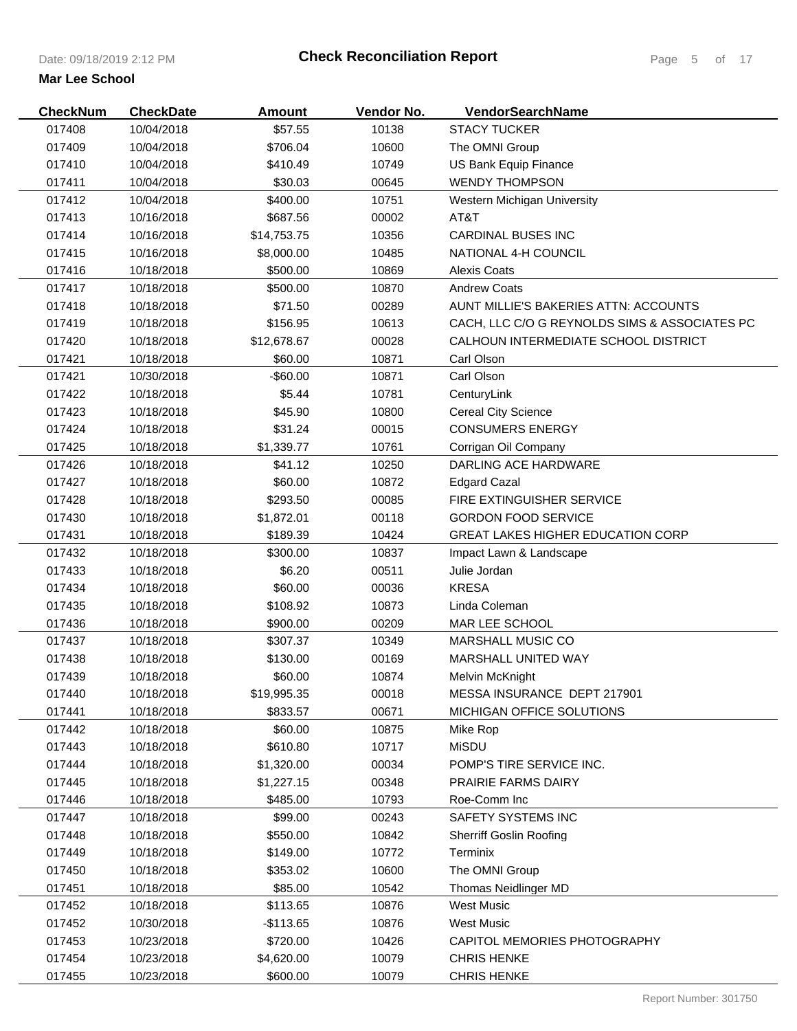# Check Reconciliation Report

**Mar Lee School**

| CheckNum | CheckDate | Amount | Vendor No. | VendorSearchName |
|---|---|---|---|---|
| 017408 | 10/04/2018 | $57.55 | 10138 | STACY TUCKER |
| 017409 | 10/04/2018 | $706.04 | 10600 | The OMNI Group |
| 017410 | 10/04/2018 | $410.49 | 10749 | US Bank Equip Finance |
| 017411 | 10/04/2018 | $30.03 | 00645 | WENDY THOMPSON |
| 017412 | 10/04/2018 | $400.00 | 10751 | Western Michigan University |
| 017413 | 10/16/2018 | $687.56 | 00002 | AT&T |
| 017414 | 10/16/2018 | $14,753.75 | 10356 | CARDINAL BUSES INC |
| 017415 | 10/16/2018 | $8,000.00 | 10485 | NATIONAL 4-H COUNCIL |
| 017416 | 10/18/2018 | $500.00 | 10869 | Alexis Coats |
| 017417 | 10/18/2018 | $500.00 | 10870 | Andrew Coats |
| 017418 | 10/18/2018 | $71.50 | 00289 | AUNT MILLIE'S BAKERIES ATTN: ACCOUNTS |
| 017419 | 10/18/2018 | $156.95 | 10613 | CACH, LLC C/O G REYNOLDS SIMS & ASSOCIATES PC |
| 017420 | 10/18/2018 | $12,678.67 | 00028 | CALHOUN INTERMEDIATE SCHOOL DISTRICT |
| 017421 | 10/18/2018 | $60.00 | 10871 | Carl Olson |
| 017421 | 10/30/2018 | -$60.00 | 10871 | Carl Olson |
| 017422 | 10/18/2018 | $5.44 | 10781 | CenturyLink |
| 017423 | 10/18/2018 | $45.90 | 10800 | Cereal City Science |
| 017424 | 10/18/2018 | $31.24 | 00015 | CONSUMERS ENERGY |
| 017425 | 10/18/2018 | $1,339.77 | 10761 | Corrigan Oil Company |
| 017426 | 10/18/2018 | $41.12 | 10250 | DARLING ACE HARDWARE |
| 017427 | 10/18/2018 | $60.00 | 10872 | Edgard Cazal |
| 017428 | 10/18/2018 | $293.50 | 00085 | FIRE EXTINGUISHER SERVICE |
| 017430 | 10/18/2018 | $1,872.01 | 00118 | GORDON FOOD SERVICE |
| 017431 | 10/18/2018 | $189.39 | 10424 | GREAT LAKES HIGHER EDUCATION CORP |
| 017432 | 10/18/2018 | $300.00 | 10837 | Impact Lawn & Landscape |
| 017433 | 10/18/2018 | $6.20 | 00511 | Julie Jordan |
| 017434 | 10/18/2018 | $60.00 | 00036 | KRESA |
| 017435 | 10/18/2018 | $108.92 | 10873 | Linda Coleman |
| 017436 | 10/18/2018 | $900.00 | 00209 | MAR LEE SCHOOL |
| 017437 | 10/18/2018 | $307.37 | 10349 | MARSHALL MUSIC CO |
| 017438 | 10/18/2018 | $130.00 | 00169 | MARSHALL UNITED WAY |
| 017439 | 10/18/2018 | $60.00 | 10874 | Melvin McKnight |
| 017440 | 10/18/2018 | $19,995.35 | 00018 | MESSA INSURANCE DEPT 217901 |
| 017441 | 10/18/2018 | $833.57 | 00671 | MICHIGAN OFFICE SOLUTIONS |
| 017442 | 10/18/2018 | $60.00 | 10875 | Mike Rop |
| 017443 | 10/18/2018 | $610.80 | 10717 | MiSDU |
| 017444 | 10/18/2018 | $1,320.00 | 00034 | POMP'S TIRE SERVICE INC. |
| 017445 | 10/18/2018 | $1,227.15 | 00348 | PRAIRIE FARMS DAIRY |
| 017446 | 10/18/2018 | $485.00 | 10793 | Roe-Comm Inc |
| 017447 | 10/18/2018 | $99.00 | 00243 | SAFETY SYSTEMS INC |
| 017448 | 10/18/2018 | $550.00 | 10842 | Sherriff Goslin Roofing |
| 017449 | 10/18/2018 | $149.00 | 10772 | Terminix |
| 017450 | 10/18/2018 | $353.02 | 10600 | The OMNI Group |
| 017451 | 10/18/2018 | $85.00 | 10542 | Thomas Neidlinger MD |
| 017452 | 10/18/2018 | $113.65 | 10876 | West Music |
| 017452 | 10/30/2018 | -$113.65 | 10876 | West Music |
| 017453 | 10/23/2018 | $720.00 | 10426 | CAPITOL MEMORIES PHOTOGRAPHY |
| 017454 | 10/23/2018 | $4,620.00 | 10079 | CHRIS HENKE |
| 017455 | 10/23/2018 | $600.00 | 10079 | CHRIS HENKE |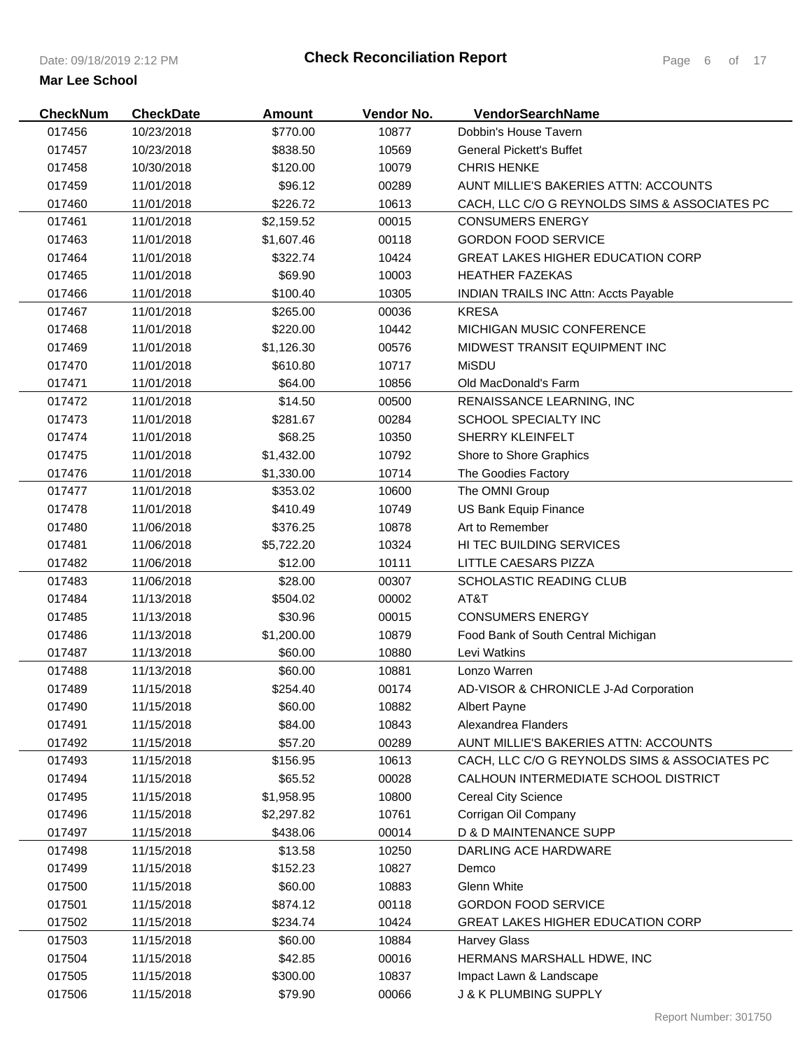**Check Reconciliation Report**

**Mar Lee School**

| CheckNum | CheckDate | Amount | Vendor No. | VendorSearchName |
|---|---|---|---|---|
| 017456 | 10/23/2018 | $770.00 | 10877 | Dobbin's House Tavern |
| 017457 | 10/23/2018 | $838.50 | 10569 | General Pickett's Buffet |
| 017458 | 10/30/2018 | $120.00 | 10079 | CHRIS HENKE |
| 017459 | 11/01/2018 | $96.12 | 00289 | AUNT MILLIE'S BAKERIES ATTN: ACCOUNTS |
| 017460 | 11/01/2018 | $226.72 | 10613 | CACH, LLC C/O G REYNOLDS SIMS & ASSOCIATES PC |
| 017461 | 11/01/2018 | $2,159.52 | 00015 | CONSUMERS ENERGY |
| 017463 | 11/01/2018 | $1,607.46 | 00118 | GORDON FOOD SERVICE |
| 017464 | 11/01/2018 | $322.74 | 10424 | GREAT LAKES HIGHER EDUCATION CORP |
| 017465 | 11/01/2018 | $69.90 | 10003 | HEATHER FAZEKAS |
| 017466 | 11/01/2018 | $100.40 | 10305 | INDIAN TRAILS INC Attn: Accts Payable |
| 017467 | 11/01/2018 | $265.00 | 00036 | KRESA |
| 017468 | 11/01/2018 | $220.00 | 10442 | MICHIGAN MUSIC CONFERENCE |
| 017469 | 11/01/2018 | $1,126.30 | 00576 | MIDWEST TRANSIT EQUIPMENT INC |
| 017470 | 11/01/2018 | $610.80 | 10717 | MiSDU |
| 017471 | 11/01/2018 | $64.00 | 10856 | Old MacDonald's Farm |
| 017472 | 11/01/2018 | $14.50 | 00500 | RENAISSANCE LEARNING, INC |
| 017473 | 11/01/2018 | $281.67 | 00284 | SCHOOL SPECIALTY INC |
| 017474 | 11/01/2018 | $68.25 | 10350 | SHERRY KLEINFELT |
| 017475 | 11/01/2018 | $1,432.00 | 10792 | Shore to Shore Graphics |
| 017476 | 11/01/2018 | $1,330.00 | 10714 | The Goodies Factory |
| 017477 | 11/01/2018 | $353.02 | 10600 | The OMNI Group |
| 017478 | 11/01/2018 | $410.49 | 10749 | US Bank Equip Finance |
| 017480 | 11/06/2018 | $376.25 | 10878 | Art to Remember |
| 017481 | 11/06/2018 | $5,722.20 | 10324 | HI TEC BUILDING SERVICES |
| 017482 | 11/06/2018 | $12.00 | 10111 | LITTLE CAESARS PIZZA |
| 017483 | 11/06/2018 | $28.00 | 00307 | SCHOLASTIC READING CLUB |
| 017484 | 11/13/2018 | $504.02 | 00002 | AT&T |
| 017485 | 11/13/2018 | $30.96 | 00015 | CONSUMERS ENERGY |
| 017486 | 11/13/2018 | $1,200.00 | 10879 | Food Bank of South Central Michigan |
| 017487 | 11/13/2018 | $60.00 | 10880 | Levi Watkins |
| 017488 | 11/13/2018 | $60.00 | 10881 | Lonzo Warren |
| 017489 | 11/15/2018 | $254.40 | 00174 | AD-VISOR & CHRONICLE J-Ad Corporation |
| 017490 | 11/15/2018 | $60.00 | 10882 | Albert Payne |
| 017491 | 11/15/2018 | $84.00 | 10843 | Alexandrea Flanders |
| 017492 | 11/15/2018 | $57.20 | 00289 | AUNT MILLIE'S BAKERIES ATTN: ACCOUNTS |
| 017493 | 11/15/2018 | $156.95 | 10613 | CACH, LLC C/O G REYNOLDS SIMS & ASSOCIATES PC |
| 017494 | 11/15/2018 | $65.52 | 00028 | CALHOUN INTERMEDIATE SCHOOL DISTRICT |
| 017495 | 11/15/2018 | $1,958.95 | 10800 | Cereal City Science |
| 017496 | 11/15/2018 | $2,297.82 | 10761 | Corrigan Oil Company |
| 017497 | 11/15/2018 | $438.06 | 00014 | D & D MAINTENANCE SUPP |
| 017498 | 11/15/2018 | $13.58 | 10250 | DARLING ACE HARDWARE |
| 017499 | 11/15/2018 | $152.23 | 10827 | Demco |
| 017500 | 11/15/2018 | $60.00 | 10883 | Glenn White |
| 017501 | 11/15/2018 | $874.12 | 00118 | GORDON FOOD SERVICE |
| 017502 | 11/15/2018 | $234.74 | 10424 | GREAT LAKES HIGHER EDUCATION CORP |
| 017503 | 11/15/2018 | $60.00 | 10884 | Harvey Glass |
| 017504 | 11/15/2018 | $42.85 | 00016 | HERMANS MARSHALL HDWE, INC |
| 017505 | 11/15/2018 | $300.00 | 10837 | Impact Lawn & Landscape |
| 017506 | 11/15/2018 | $79.90 | 00066 | J & K PLUMBING SUPPLY |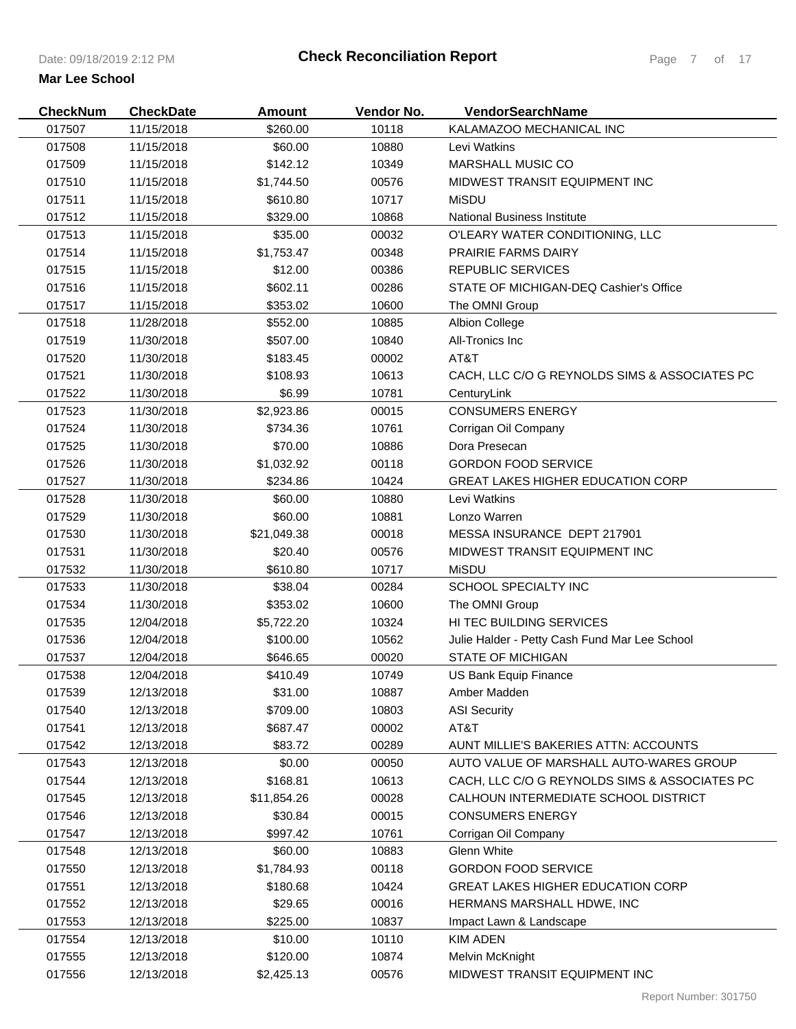# Check Reconciliation Report

Date: 09/18/2019 2:12 PM

**Mar Lee School**

| CheckNum | CheckDate | Amount | Vendor No. | VendorSearchName |
|---|---|---|---|---|
| 017507 | 11/15/2018 | $260.00 | 10118 | KALAMAZOO MECHANICAL INC |
| 017508 | 11/15/2018 | $60.00 | 10880 | Levi Watkins |
| 017509 | 11/15/2018 | $142.12 | 10349 | MARSHALL MUSIC CO |
| 017510 | 11/15/2018 | $1,744.50 | 00576 | MIDWEST TRANSIT EQUIPMENT INC |
| 017511 | 11/15/2018 | $610.80 | 10717 | MiSDU |
| 017512 | 11/15/2018 | $329.00 | 10868 | National Business Institute |
| 017513 | 11/15/2018 | $35.00 | 00032 | O'LEARY WATER CONDITIONING, LLC |
| 017514 | 11/15/2018 | $1,753.47 | 00348 | PRAIRIE FARMS DAIRY |
| 017515 | 11/15/2018 | $12.00 | 00386 | REPUBLIC SERVICES |
| 017516 | 11/15/2018 | $602.11 | 00286 | STATE OF MICHIGAN-DEQ Cashier's Office |
| 017517 | 11/15/2018 | $353.02 | 10600 | The OMNI Group |
| 017518 | 11/28/2018 | $552.00 | 10885 | Albion College |
| 017519 | 11/30/2018 | $507.00 | 10840 | All-Tronics Inc |
| 017520 | 11/30/2018 | $183.45 | 00002 | AT&T |
| 017521 | 11/30/2018 | $108.93 | 10613 | CACH, LLC C/O G REYNOLDS SIMS & ASSOCIATES PC |
| 017522 | 11/30/2018 | $6.99 | 10781 | CenturyLink |
| 017523 | 11/30/2018 | $2,923.86 | 00015 | CONSUMERS ENERGY |
| 017524 | 11/30/2018 | $734.36 | 10761 | Corrigan Oil Company |
| 017525 | 11/30/2018 | $70.00 | 10886 | Dora Presecan |
| 017526 | 11/30/2018 | $1,032.92 | 00118 | GORDON FOOD SERVICE |
| 017527 | 11/30/2018 | $234.86 | 10424 | GREAT LAKES HIGHER EDUCATION CORP |
| 017528 | 11/30/2018 | $60.00 | 10880 | Levi Watkins |
| 017529 | 11/30/2018 | $60.00 | 10881 | Lonzo Warren |
| 017530 | 11/30/2018 | $21,049.38 | 00018 | MESSA INSURANCE DEPT 217901 |
| 017531 | 11/30/2018 | $20.40 | 00576 | MIDWEST TRANSIT EQUIPMENT INC |
| 017532 | 11/30/2018 | $610.80 | 10717 | MiSDU |
| 017533 | 11/30/2018 | $38.04 | 00284 | SCHOOL SPECIALTY INC |
| 017534 | 11/30/2018 | $353.02 | 10600 | The OMNI Group |
| 017535 | 12/04/2018 | $5,722.20 | 10324 | HI TEC BUILDING SERVICES |
| 017536 | 12/04/2018 | $100.00 | 10562 | Julie Halder - Petty Cash Fund Mar Lee School |
| 017537 | 12/04/2018 | $646.65 | 00020 | STATE OF MICHIGAN |
| 017538 | 12/04/2018 | $410.49 | 10749 | US Bank Equip Finance |
| 017539 | 12/13/2018 | $31.00 | 10887 | Amber Madden |
| 017540 | 12/13/2018 | $709.00 | 10803 | ASI Security |
| 017541 | 12/13/2018 | $687.47 | 00002 | AT&T |
| 017542 | 12/13/2018 | $83.72 | 00289 | AUNT MILLIE'S BAKERIES ATTN: ACCOUNTS |
| 017543 | 12/13/2018 | $0.00 | 00050 | AUTO VALUE OF MARSHALL AUTO-WARES GROUP |
| 017544 | 12/13/2018 | $168.81 | 10613 | CACH, LLC C/O G REYNOLDS SIMS & ASSOCIATES PC |
| 017545 | 12/13/2018 | $11,854.26 | 00028 | CALHOUN INTERMEDIATE SCHOOL DISTRICT |
| 017546 | 12/13/2018 | $30.84 | 00015 | CONSUMERS ENERGY |
| 017547 | 12/13/2018 | $997.42 | 10761 | Corrigan Oil Company |
| 017548 | 12/13/2018 | $60.00 | 10883 | Glenn White |
| 017550 | 12/13/2018 | $1,784.93 | 00118 | GORDON FOOD SERVICE |
| 017551 | 12/13/2018 | $180.68 | 10424 | GREAT LAKES HIGHER EDUCATION CORP |
| 017552 | 12/13/2018 | $29.65 | 00016 | HERMANS MARSHALL HDWE, INC |
| 017553 | 12/13/2018 | $225.00 | 10837 | Impact Lawn & Landscape |
| 017554 | 12/13/2018 | $10.00 | 10110 | KIM ADEN |
| 017555 | 12/13/2018 | $120.00 | 10874 | Melvin McKnight |
| 017556 | 12/13/2018 | $2,425.13 | 00576 | MIDWEST TRANSIT EQUIPMENT INC |

Report Number: 301750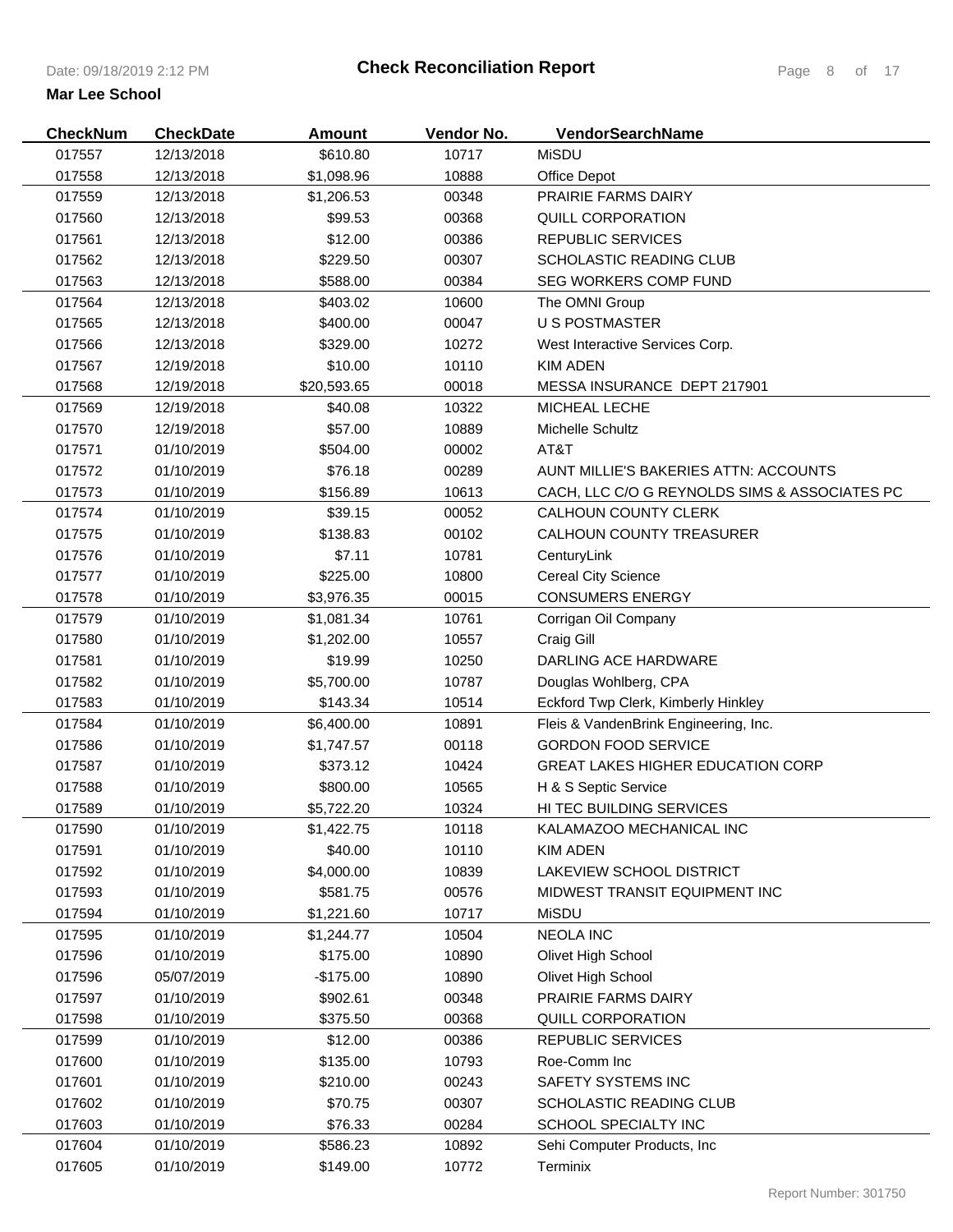## Check Reconciliation Report

Date: 09/18/2019 2:12 PM

**Mar Lee School**

| CheckNum | CheckDate | Amount | Vendor No. | VendorSearchName |
|---|---|---|---|---|
| 017557 | 12/13/2018 | $610.80 | 10717 | MiSDU |
| 017558 | 12/13/2018 | $1,098.96 | 10888 | Office Depot |
| 017559 | 12/13/2018 | $1,206.53 | 00348 | PRAIRIE FARMS DAIRY |
| 017560 | 12/13/2018 | $99.53 | 00368 | QUILL CORPORATION |
| 017561 | 12/13/2018 | $12.00 | 00386 | REPUBLIC SERVICES |
| 017562 | 12/13/2018 | $229.50 | 00307 | SCHOLASTIC READING CLUB |
| 017563 | 12/13/2018 | $588.00 | 00384 | SEG WORKERS COMP FUND |
| 017564 | 12/13/2018 | $403.02 | 10600 | The OMNI Group |
| 017565 | 12/13/2018 | $400.00 | 00047 | U S POSTMASTER |
| 017566 | 12/13/2018 | $329.00 | 10272 | West Interactive Services Corp. |
| 017567 | 12/19/2018 | $10.00 | 10110 | KIM ADEN |
| 017568 | 12/19/2018 | $20,593.65 | 00018 | MESSA INSURANCE DEPT 217901 |
| 017569 | 12/19/2018 | $40.08 | 10322 | MICHEAL LECHE |
| 017570 | 12/19/2018 | $57.00 | 10889 | Michelle Schultz |
| 017571 | 01/10/2019 | $504.00 | 00002 | AT&T |
| 017572 | 01/10/2019 | $76.18 | 00289 | AUNT MILLIE'S BAKERIES ATTN: ACCOUNTS |
| 017573 | 01/10/2019 | $156.89 | 10613 | CACH, LLC C/O G REYNOLDS SIMS & ASSOCIATES PC |
| 017574 | 01/10/2019 | $39.15 | 00052 | CALHOUN COUNTY CLERK |
| 017575 | 01/10/2019 | $138.83 | 00102 | CALHOUN COUNTY TREASURER |
| 017576 | 01/10/2019 | $7.11 | 10781 | CenturyLink |
| 017577 | 01/10/2019 | $225.00 | 10800 | Cereal City Science |
| 017578 | 01/10/2019 | $3,976.35 | 00015 | CONSUMERS ENERGY |
| 017579 | 01/10/2019 | $1,081.34 | 10761 | Corrigan Oil Company |
| 017580 | 01/10/2019 | $1,202.00 | 10557 | Craig Gill |
| 017581 | 01/10/2019 | $19.99 | 10250 | DARLING ACE HARDWARE |
| 017582 | 01/10/2019 | $5,700.00 | 10787 | Douglas Wohlberg, CPA |
| 017583 | 01/10/2019 | $143.34 | 10514 | Eckford Twp Clerk, Kimberly Hinkley |
| 017584 | 01/10/2019 | $6,400.00 | 10891 | Fleis & VandenBrink Engineering, Inc. |
| 017586 | 01/10/2019 | $1,747.57 | 00118 | GORDON FOOD SERVICE |
| 017587 | 01/10/2019 | $373.12 | 10424 | GREAT LAKES HIGHER EDUCATION CORP |
| 017588 | 01/10/2019 | $800.00 | 10565 | H & S Septic Service |
| 017589 | 01/10/2019 | $5,722.20 | 10324 | HI TEC BUILDING SERVICES |
| 017590 | 01/10/2019 | $1,422.75 | 10118 | KALAMAZOO MECHANICAL INC |
| 017591 | 01/10/2019 | $40.00 | 10110 | KIM ADEN |
| 017592 | 01/10/2019 | $4,000.00 | 10839 | LAKEVIEW SCHOOL DISTRICT |
| 017593 | 01/10/2019 | $581.75 | 00576 | MIDWEST TRANSIT EQUIPMENT INC |
| 017594 | 01/10/2019 | $1,221.60 | 10717 | MiSDU |
| 017595 | 01/10/2019 | $1,244.77 | 10504 | NEOLA INC |
| 017596 | 01/10/2019 | $175.00 | 10890 | Olivet High School |
| 017596 | 05/07/2019 | -$175.00 | 10890 | Olivet High School |
| 017597 | 01/10/2019 | $902.61 | 00348 | PRAIRIE FARMS DAIRY |
| 017598 | 01/10/2019 | $375.50 | 00368 | QUILL CORPORATION |
| 017599 | 01/10/2019 | $12.00 | 00386 | REPUBLIC SERVICES |
| 017600 | 01/10/2019 | $135.00 | 10793 | Roe-Comm Inc |
| 017601 | 01/10/2019 | $210.00 | 00243 | SAFETY SYSTEMS INC |
| 017602 | 01/10/2019 | $70.75 | 00307 | SCHOLASTIC READING CLUB |
| 017603 | 01/10/2019 | $76.33 | 00284 | SCHOOL SPECIALTY INC |
| 017604 | 01/10/2019 | $586.23 | 10892 | Sehi Computer Products, Inc |
| 017605 | 01/10/2019 | $149.00 | 10772 | Terminix |

Report Number: 301750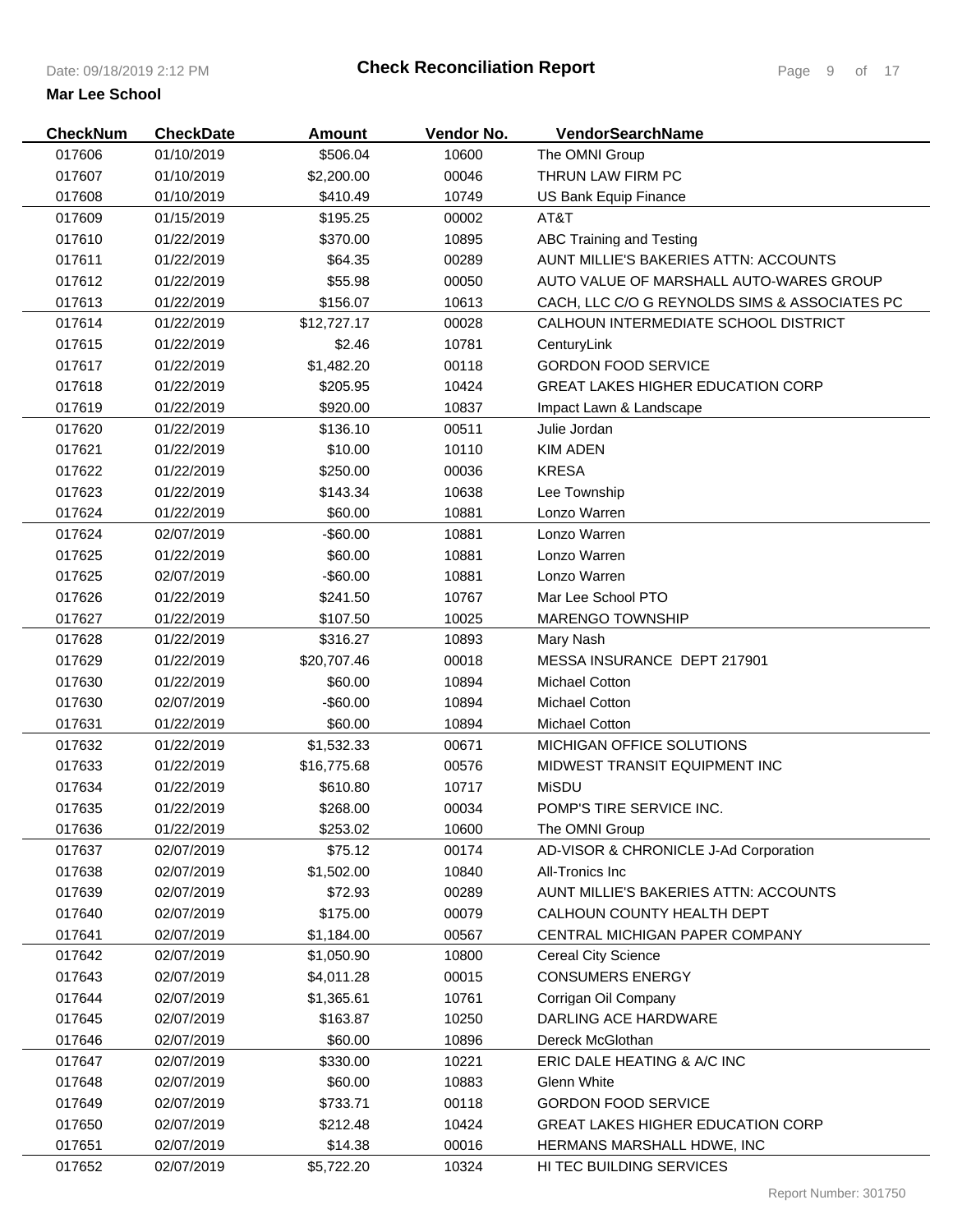# Check Reconciliation Report

**Mar Lee School**

| CheckNum | CheckDate | Amount | Vendor No. | VendorSearchName |
|---|---|---|---|---|
| 017606 | 01/10/2019 | $506.04 | 10600 | The OMNI Group |
| 017607 | 01/10/2019 | $2,200.00 | 00046 | THRUN LAW FIRM PC |
| 017608 | 01/10/2019 | $410.49 | 10749 | US Bank Equip Finance |
| 017609 | 01/15/2019 | $195.25 | 00002 | AT&T |
| 017610 | 01/22/2019 | $370.00 | 10895 | ABC Training and Testing |
| 017611 | 01/22/2019 | $64.35 | 00289 | AUNT MILLIE'S BAKERIES ATTN: ACCOUNTS |
| 017612 | 01/22/2019 | $55.98 | 00050 | AUTO VALUE OF MARSHALL AUTO-WARES GROUP |
| 017613 | 01/22/2019 | $156.07 | 10613 | CACH, LLC C/O G REYNOLDS SIMS & ASSOCIATES PC |
| 017614 | 01/22/2019 | $12,727.17 | 00028 | CALHOUN INTERMEDIATE SCHOOL DISTRICT |
| 017615 | 01/22/2019 | $2.46 | 10781 | CenturyLink |
| 017617 | 01/22/2019 | $1,482.20 | 00118 | GORDON FOOD SERVICE |
| 017618 | 01/22/2019 | $205.95 | 10424 | GREAT LAKES HIGHER EDUCATION CORP |
| 017619 | 01/22/2019 | $920.00 | 10837 | Impact Lawn & Landscape |
| 017620 | 01/22/2019 | $136.10 | 00511 | Julie Jordan |
| 017621 | 01/22/2019 | $10.00 | 10110 | KIM ADEN |
| 017622 | 01/22/2019 | $250.00 | 00036 | KRESA |
| 017623 | 01/22/2019 | $143.34 | 10638 | Lee Township |
| 017624 | 01/22/2019 | $60.00 | 10881 | Lonzo Warren |
| 017624 | 02/07/2019 | -$60.00 | 10881 | Lonzo Warren |
| 017625 | 01/22/2019 | $60.00 | 10881 | Lonzo Warren |
| 017625 | 02/07/2019 | -$60.00 | 10881 | Lonzo Warren |
| 017626 | 01/22/2019 | $241.50 | 10767 | Mar Lee School PTO |
| 017627 | 01/22/2019 | $107.50 | 10025 | MARENGO TOWNSHIP |
| 017628 | 01/22/2019 | $316.27 | 10893 | Mary Nash |
| 017629 | 01/22/2019 | $20,707.46 | 00018 | MESSA INSURANCE DEPT 217901 |
| 017630 | 01/22/2019 | $60.00 | 10894 | Michael Cotton |
| 017630 | 02/07/2019 | -$60.00 | 10894 | Michael Cotton |
| 017631 | 01/22/2019 | $60.00 | 10894 | Michael Cotton |
| 017632 | 01/22/2019 | $1,532.33 | 00671 | MICHIGAN OFFICE SOLUTIONS |
| 017633 | 01/22/2019 | $16,775.68 | 00576 | MIDWEST TRANSIT EQUIPMENT INC |
| 017634 | 01/22/2019 | $610.80 | 10717 | MiSDU |
| 017635 | 01/22/2019 | $268.00 | 00034 | POMP'S TIRE SERVICE INC. |
| 017636 | 01/22/2019 | $253.02 | 10600 | The OMNI Group |
| 017637 | 02/07/2019 | $75.12 | 00174 | AD-VISOR & CHRONICLE J-Ad Corporation |
| 017638 | 02/07/2019 | $1,502.00 | 10840 | All-Tronics Inc |
| 017639 | 02/07/2019 | $72.93 | 00289 | AUNT MILLIE'S BAKERIES ATTN: ACCOUNTS |
| 017640 | 02/07/2019 | $175.00 | 00079 | CALHOUN COUNTY HEALTH DEPT |
| 017641 | 02/07/2019 | $1,184.00 | 00567 | CENTRAL MICHIGAN PAPER COMPANY |
| 017642 | 02/07/2019 | $1,050.90 | 10800 | Cereal City Science |
| 017643 | 02/07/2019 | $4,011.28 | 00015 | CONSUMERS ENERGY |
| 017644 | 02/07/2019 | $1,365.61 | 10761 | Corrigan Oil Company |
| 017645 | 02/07/2019 | $163.87 | 10250 | DARLING ACE HARDWARE |
| 017646 | 02/07/2019 | $60.00 | 10896 | Dereck McGlothan |
| 017647 | 02/07/2019 | $330.00 | 10221 | ERIC DALE HEATING & A/C INC |
| 017648 | 02/07/2019 | $60.00 | 10883 | Glenn White |
| 017649 | 02/07/2019 | $733.71 | 00118 | GORDON FOOD SERVICE |
| 017650 | 02/07/2019 | $212.48 | 10424 | GREAT LAKES HIGHER EDUCATION CORP |
| 017651 | 02/07/2019 | $14.38 | 00016 | HERMANS MARSHALL HDWE, INC |
| 017652 | 02/07/2019 | $5,722.20 | 10324 | HI TEC BUILDING SERVICES |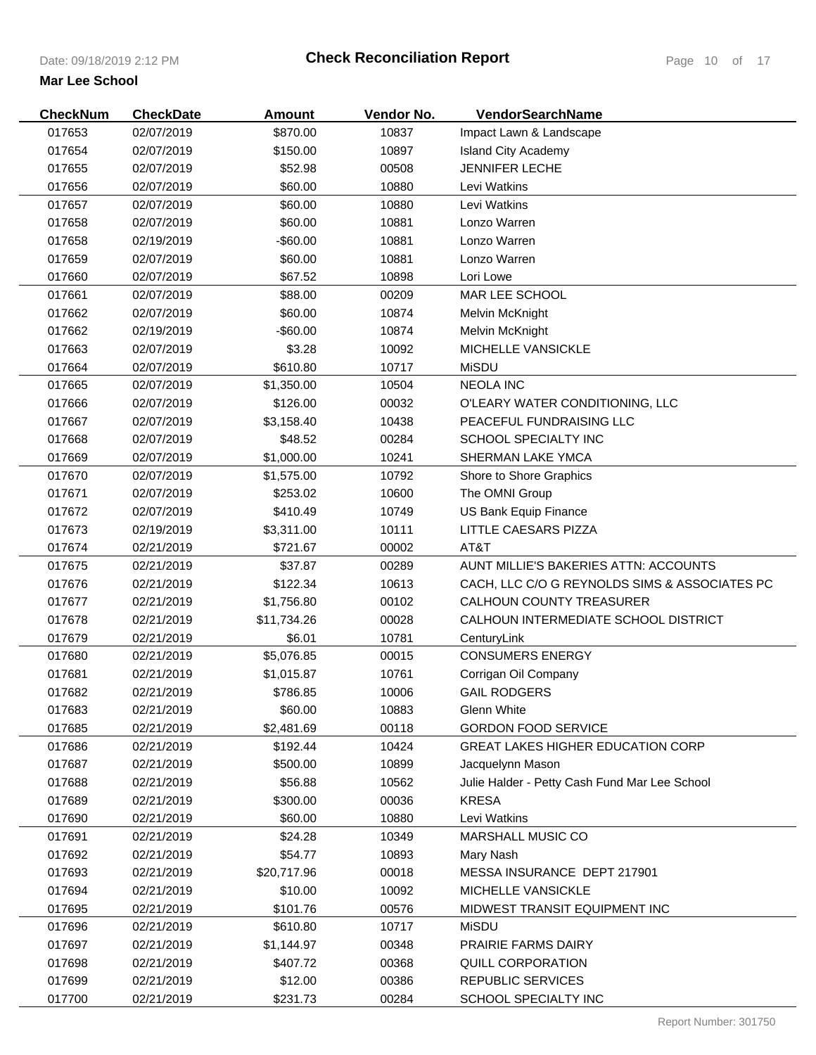# Check Reconciliation Report

**Mar Lee School**

| CheckNum | CheckDate | Amount | Vendor No. | VendorSearchName |
|---|---|---|---|---|
| 017653 | 02/07/2019 | $870.00 | 10837 | Impact Lawn & Landscape |
| 017654 | 02/07/2019 | $150.00 | 10897 | Island City Academy |
| 017655 | 02/07/2019 | $52.98 | 00508 | JENNIFER LECHE |
| 017656 | 02/07/2019 | $60.00 | 10880 | Levi Watkins |
| 017657 | 02/07/2019 | $60.00 | 10880 | Levi Watkins |
| 017658 | 02/07/2019 | $60.00 | 10881 | Lonzo Warren |
| 017658 | 02/19/2019 | -$60.00 | 10881 | Lonzo Warren |
| 017659 | 02/07/2019 | $60.00 | 10881 | Lonzo Warren |
| 017660 | 02/07/2019 | $67.52 | 10898 | Lori Lowe |
| 017661 | 02/07/2019 | $88.00 | 00209 | MAR LEE SCHOOL |
| 017662 | 02/07/2019 | $60.00 | 10874 | Melvin McKnight |
| 017662 | 02/19/2019 | -$60.00 | 10874 | Melvin McKnight |
| 017663 | 02/07/2019 | $3.28 | 10092 | MICHELLE VANSICKLE |
| 017664 | 02/07/2019 | $610.80 | 10717 | MiSDU |
| 017665 | 02/07/2019 | $1,350.00 | 10504 | NEOLA INC |
| 017666 | 02/07/2019 | $126.00 | 00032 | O'LEARY WATER CONDITIONING, LLC |
| 017667 | 02/07/2019 | $3,158.40 | 10438 | PEACEFUL FUNDRAISING LLC |
| 017668 | 02/07/2019 | $48.52 | 00284 | SCHOOL SPECIALTY INC |
| 017669 | 02/07/2019 | $1,000.00 | 10241 | SHERMAN LAKE YMCA |
| 017670 | 02/07/2019 | $1,575.00 | 10792 | Shore to Shore Graphics |
| 017671 | 02/07/2019 | $253.02 | 10600 | The OMNI Group |
| 017672 | 02/07/2019 | $410.49 | 10749 | US Bank Equip Finance |
| 017673 | 02/19/2019 | $3,311.00 | 10111 | LITTLE CAESARS PIZZA |
| 017674 | 02/21/2019 | $721.67 | 00002 | AT&T |
| 017675 | 02/21/2019 | $37.87 | 00289 | AUNT MILLIE'S BAKERIES ATTN: ACCOUNTS |
| 017676 | 02/21/2019 | $122.34 | 10613 | CACH, LLC C/O G REYNOLDS SIMS & ASSOCIATES PC |
| 017677 | 02/21/2019 | $1,756.80 | 00102 | CALHOUN COUNTY TREASURER |
| 017678 | 02/21/2019 | $11,734.26 | 00028 | CALHOUN INTERMEDIATE SCHOOL DISTRICT |
| 017679 | 02/21/2019 | $6.01 | 10781 | CenturyLink |
| 017680 | 02/21/2019 | $5,076.85 | 00015 | CONSUMERS ENERGY |
| 017681 | 02/21/2019 | $1,015.87 | 10761 | Corrigan Oil Company |
| 017682 | 02/21/2019 | $786.85 | 10006 | GAIL RODGERS |
| 017683 | 02/21/2019 | $60.00 | 10883 | Glenn White |
| 017685 | 02/21/2019 | $2,481.69 | 00118 | GORDON FOOD SERVICE |
| 017686 | 02/21/2019 | $192.44 | 10424 | GREAT LAKES HIGHER EDUCATION CORP |
| 017687 | 02/21/2019 | $500.00 | 10899 | Jacquelynn Mason |
| 017688 | 02/21/2019 | $56.88 | 10562 | Julie Halder - Petty Cash Fund Mar Lee School |
| 017689 | 02/21/2019 | $300.00 | 00036 | KRESA |
| 017690 | 02/21/2019 | $60.00 | 10880 | Levi Watkins |
| 017691 | 02/21/2019 | $24.28 | 10349 | MARSHALL MUSIC CO |
| 017692 | 02/21/2019 | $54.77 | 10893 | Mary Nash |
| 017693 | 02/21/2019 | $20,717.96 | 00018 | MESSA INSURANCE DEPT 217901 |
| 017694 | 02/21/2019 | $10.00 | 10092 | MICHELLE VANSICKLE |
| 017695 | 02/21/2019 | $101.76 | 00576 | MIDWEST TRANSIT EQUIPMENT INC |
| 017696 | 02/21/2019 | $610.80 | 10717 | MiSDU |
| 017697 | 02/21/2019 | $1,144.97 | 00348 | PRAIRIE FARMS DAIRY |
| 017698 | 02/21/2019 | $407.72 | 00368 | QUILL CORPORATION |
| 017699 | 02/21/2019 | $12.00 | 00386 | REPUBLIC SERVICES |
| 017700 | 02/21/2019 | $231.73 | 00284 | SCHOOL SPECIALTY INC |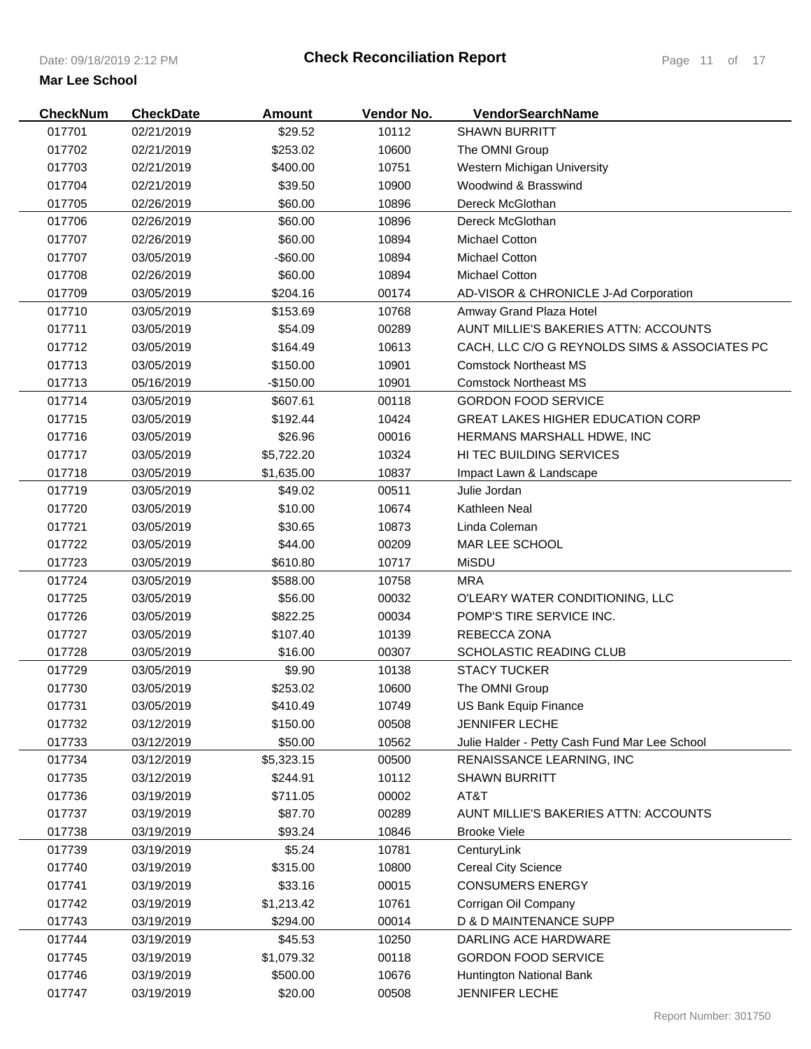# Check Reconciliation Report

**Mar Lee School**

| CheckNum | CheckDate | Amount | Vendor No. | VendorSearchName |
|---|---|---|---|---|
| 017701 | 02/21/2019 | $29.52 | 10112 | SHAWN BURRITT |
| 017702 | 02/21/2019 | $253.02 | 10600 | The OMNI Group |
| 017703 | 02/21/2019 | $400.00 | 10751 | Western Michigan University |
| 017704 | 02/21/2019 | $39.50 | 10900 | Woodwind & Brasswind |
| 017705 | 02/26/2019 | $60.00 | 10896 | Dereck McGlothan |
| 017706 | 02/26/2019 | $60.00 | 10896 | Dereck McGlothan |
| 017707 | 02/26/2019 | $60.00 | 10894 | Michael Cotton |
| 017707 | 03/05/2019 | -$60.00 | 10894 | Michael Cotton |
| 017708 | 02/26/2019 | $60.00 | 10894 | Michael Cotton |
| 017709 | 03/05/2019 | $204.16 | 00174 | AD-VISOR & CHRONICLE J-Ad Corporation |
| 017710 | 03/05/2019 | $153.69 | 10768 | Amway Grand Plaza Hotel |
| 017711 | 03/05/2019 | $54.09 | 00289 | AUNT MILLIE'S BAKERIES ATTN: ACCOUNTS |
| 017712 | 03/05/2019 | $164.49 | 10613 | CACH, LLC C/O G REYNOLDS SIMS & ASSOCIATES PC |
| 017713 | 03/05/2019 | $150.00 | 10901 | Comstock Northeast MS |
| 017713 | 05/16/2019 | -$150.00 | 10901 | Comstock Northeast MS |
| 017714 | 03/05/2019 | $607.61 | 00118 | GORDON FOOD SERVICE |
| 017715 | 03/05/2019 | $192.44 | 10424 | GREAT LAKES HIGHER EDUCATION CORP |
| 017716 | 03/05/2019 | $26.96 | 00016 | HERMANS MARSHALL HDWE, INC |
| 017717 | 03/05/2019 | $5,722.20 | 10324 | HI TEC BUILDING SERVICES |
| 017718 | 03/05/2019 | $1,635.00 | 10837 | Impact Lawn & Landscape |
| 017719 | 03/05/2019 | $49.02 | 00511 | Julie Jordan |
| 017720 | 03/05/2019 | $10.00 | 10674 | Kathleen Neal |
| 017721 | 03/05/2019 | $30.65 | 10873 | Linda Coleman |
| 017722 | 03/05/2019 | $44.00 | 00209 | MAR LEE SCHOOL |
| 017723 | 03/05/2019 | $610.80 | 10717 | MiSDU |
| 017724 | 03/05/2019 | $588.00 | 10758 | MRA |
| 017725 | 03/05/2019 | $56.00 | 00032 | O'LEARY WATER CONDITIONING, LLC |
| 017726 | 03/05/2019 | $822.25 | 00034 | POMP'S TIRE SERVICE INC. |
| 017727 | 03/05/2019 | $107.40 | 10139 | REBECCA ZONA |
| 017728 | 03/05/2019 | $16.00 | 00307 | SCHOLASTIC READING CLUB |
| 017729 | 03/05/2019 | $9.90 | 10138 | STACY TUCKER |
| 017730 | 03/05/2019 | $253.02 | 10600 | The OMNI Group |
| 017731 | 03/05/2019 | $410.49 | 10749 | US Bank Equip Finance |
| 017732 | 03/12/2019 | $150.00 | 00508 | JENNIFER LECHE |
| 017733 | 03/12/2019 | $50.00 | 10562 | Julie Halder - Petty Cash Fund Mar Lee School |
| 017734 | 03/12/2019 | $5,323.15 | 00500 | RENAISSANCE LEARNING, INC |
| 017735 | 03/12/2019 | $244.91 | 10112 | SHAWN BURRITT |
| 017736 | 03/19/2019 | $711.05 | 00002 | AT&T |
| 017737 | 03/19/2019 | $87.70 | 00289 | AUNT MILLIE'S BAKERIES ATTN: ACCOUNTS |
| 017738 | 03/19/2019 | $93.24 | 10846 | Brooke Viele |
| 017739 | 03/19/2019 | $5.24 | 10781 | CenturyLink |
| 017740 | 03/19/2019 | $315.00 | 10800 | Cereal City Science |
| 017741 | 03/19/2019 | $33.16 | 00015 | CONSUMERS ENERGY |
| 017742 | 03/19/2019 | $1,213.42 | 10761 | Corrigan Oil Company |
| 017743 | 03/19/2019 | $294.00 | 00014 | D & D MAINTENANCE SUPP |
| 017744 | 03/19/2019 | $45.53 | 10250 | DARLING ACE HARDWARE |
| 017745 | 03/19/2019 | $1,079.32 | 00118 | GORDON FOOD SERVICE |
| 017746 | 03/19/2019 | $500.00 | 10676 | Huntington National Bank |
| 017747 | 03/19/2019 | $20.00 | 00508 | JENNIFER LECHE |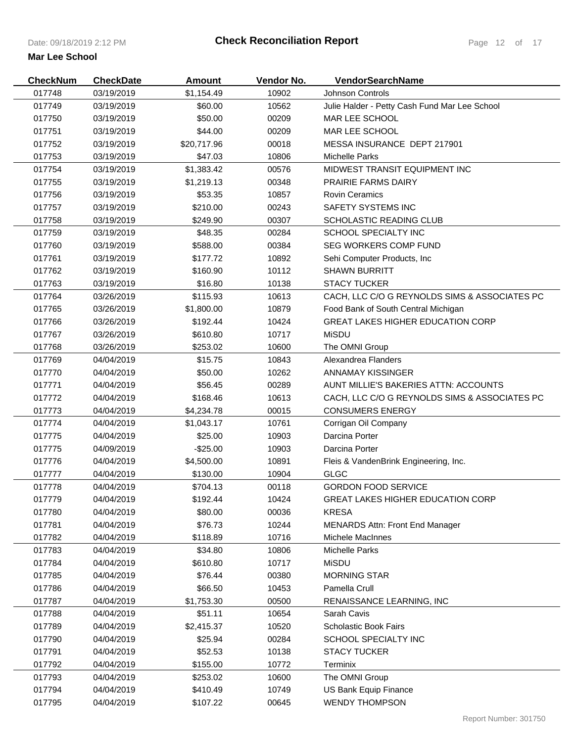# Check Reconciliation Report

**Mar Lee School**

| CheckNum | CheckDate | Amount | Vendor No. | VendorSearchName |
|---|---|---|---|---|
| 017748 | 03/19/2019 | $1,154.49 | 10902 | Johnson Controls |
| 017749 | 03/19/2019 | $60.00 | 10562 | Julie Halder - Petty Cash Fund Mar Lee School |
| 017750 | 03/19/2019 | $50.00 | 00209 | MAR LEE SCHOOL |
| 017751 | 03/19/2019 | $44.00 | 00209 | MAR LEE SCHOOL |
| 017752 | 03/19/2019 | $20,717.96 | 00018 | MESSA INSURANCE DEPT 217901 |
| 017753 | 03/19/2019 | $47.03 | 10806 | Michelle Parks |
| 017754 | 03/19/2019 | $1,383.42 | 00576 | MIDWEST TRANSIT EQUIPMENT INC |
| 017755 | 03/19/2019 | $1,219.13 | 00348 | PRAIRIE FARMS DAIRY |
| 017756 | 03/19/2019 | $53.35 | 10857 | Rovin Ceramics |
| 017757 | 03/19/2019 | $210.00 | 00243 | SAFETY SYSTEMS INC |
| 017758 | 03/19/2019 | $249.90 | 00307 | SCHOLASTIC READING CLUB |
| 017759 | 03/19/2019 | $48.35 | 00284 | SCHOOL SPECIALTY INC |
| 017760 | 03/19/2019 | $588.00 | 00384 | SEG WORKERS COMP FUND |
| 017761 | 03/19/2019 | $177.72 | 10892 | Sehi Computer Products, Inc |
| 017762 | 03/19/2019 | $160.90 | 10112 | SHAWN BURRITT |
| 017763 | 03/19/2019 | $16.80 | 10138 | STACY TUCKER |
| 017764 | 03/26/2019 | $115.93 | 10613 | CACH, LLC C/O G REYNOLDS SIMS & ASSOCIATES PC |
| 017765 | 03/26/2019 | $1,800.00 | 10879 | Food Bank of South Central Michigan |
| 017766 | 03/26/2019 | $192.44 | 10424 | GREAT LAKES HIGHER EDUCATION CORP |
| 017767 | 03/26/2019 | $610.80 | 10717 | MiSDU |
| 017768 | 03/26/2019 | $253.02 | 10600 | The OMNI Group |
| 017769 | 04/04/2019 | $15.75 | 10843 | Alexandrea Flanders |
| 017770 | 04/04/2019 | $50.00 | 10262 | ANNAMAY KISSINGER |
| 017771 | 04/04/2019 | $56.45 | 00289 | AUNT MILLIE'S BAKERIES ATTN: ACCOUNTS |
| 017772 | 04/04/2019 | $168.46 | 10613 | CACH, LLC C/O G REYNOLDS SIMS & ASSOCIATES PC |
| 017773 | 04/04/2019 | $4,234.78 | 00015 | CONSUMERS ENERGY |
| 017774 | 04/04/2019 | $1,043.17 | 10761 | Corrigan Oil Company |
| 017775 | 04/04/2019 | $25.00 | 10903 | Darcina Porter |
| 017775 | 04/09/2019 | -$25.00 | 10903 | Darcina Porter |
| 017776 | 04/04/2019 | $4,500.00 | 10891 | Fleis & VandenBrink Engineering, Inc. |
| 017777 | 04/04/2019 | $130.00 | 10904 | GLGC |
| 017778 | 04/04/2019 | $704.13 | 00118 | GORDON FOOD SERVICE |
| 017779 | 04/04/2019 | $192.44 | 10424 | GREAT LAKES HIGHER EDUCATION CORP |
| 017780 | 04/04/2019 | $80.00 | 00036 | KRESA |
| 017781 | 04/04/2019 | $76.73 | 10244 | MENARDS Attn: Front End Manager |
| 017782 | 04/04/2019 | $118.89 | 10716 | Michele MacInnes |
| 017783 | 04/04/2019 | $34.80 | 10806 | Michelle Parks |
| 017784 | 04/04/2019 | $610.80 | 10717 | MiSDU |
| 017785 | 04/04/2019 | $76.44 | 00380 | MORNING STAR |
| 017786 | 04/04/2019 | $66.50 | 10453 | Pamella Crull |
| 017787 | 04/04/2019 | $1,753.30 | 00500 | RENAISSANCE LEARNING, INC |
| 017788 | 04/04/2019 | $51.11 | 10654 | Sarah Cavis |
| 017789 | 04/04/2019 | $2,415.37 | 10520 | Scholastic Book Fairs |
| 017790 | 04/04/2019 | $25.94 | 00284 | SCHOOL SPECIALTY INC |
| 017791 | 04/04/2019 | $52.53 | 10138 | STACY TUCKER |
| 017792 | 04/04/2019 | $155.00 | 10772 | Terminix |
| 017793 | 04/04/2019 | $253.02 | 10600 | The OMNI Group |
| 017794 | 04/04/2019 | $410.49 | 10749 | US Bank Equip Finance |
| 017795 | 04/04/2019 | $107.22 | 00645 | WENDY THOMPSON |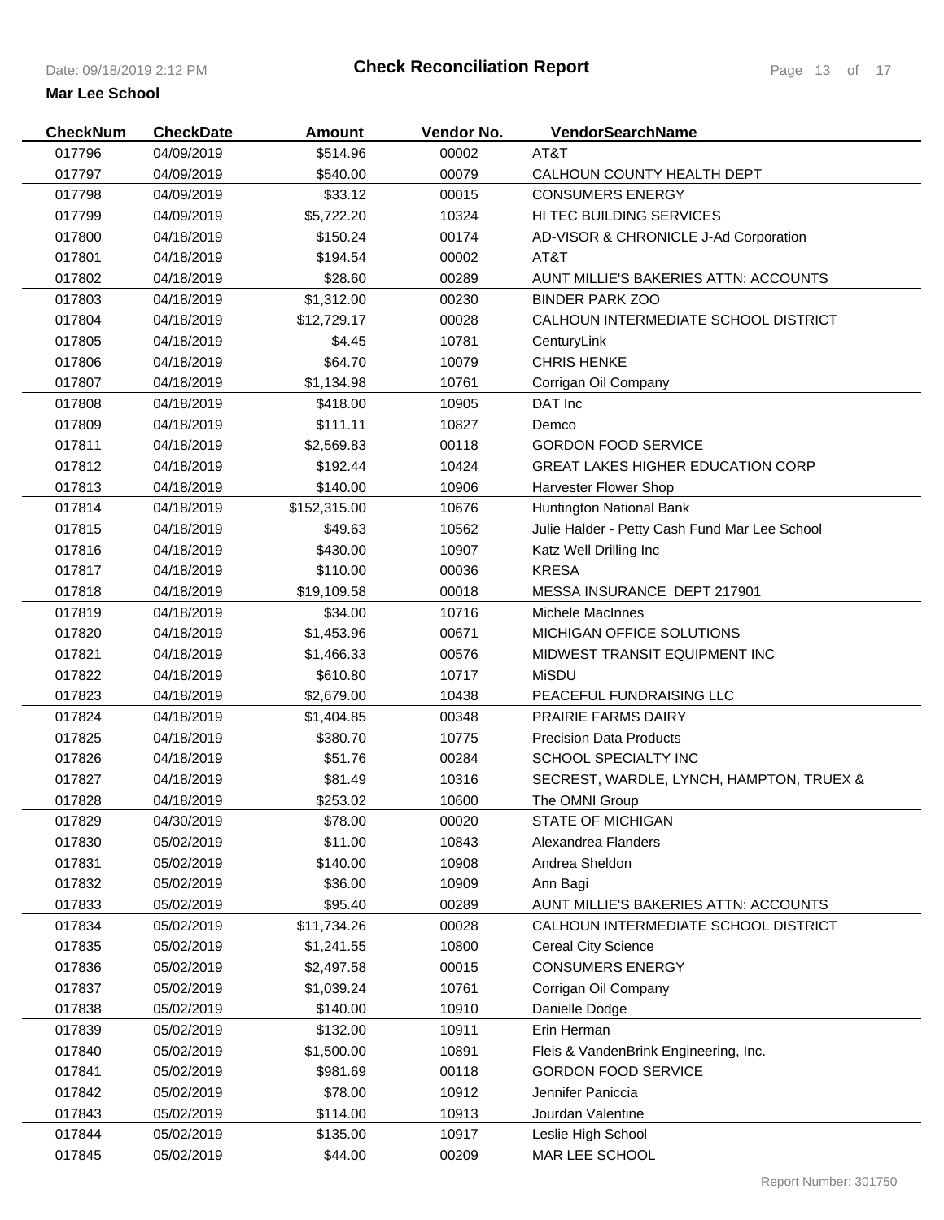# Check Reconciliation Report

**Mar Lee School**

| CheckNum | CheckDate | Amount | Vendor No. | VendorSearchName |
|---|---|---|---|---|
| 017796 | 04/09/2019 | $514.96 | 00002 | AT&T |
| 017797 | 04/09/2019 | $540.00 | 00079 | CALHOUN COUNTY HEALTH DEPT |
| 017798 | 04/09/2019 | $33.12 | 00015 | CONSUMERS ENERGY |
| 017799 | 04/09/2019 | $5,722.20 | 10324 | HI TEC BUILDING SERVICES |
| 017800 | 04/18/2019 | $150.24 | 00174 | AD-VISOR & CHRONICLE J-Ad Corporation |
| 017801 | 04/18/2019 | $194.54 | 00002 | AT&T |
| 017802 | 04/18/2019 | $28.60 | 00289 | AUNT MILLIE'S BAKERIES ATTN: ACCOUNTS |
| 017803 | 04/18/2019 | $1,312.00 | 00230 | BINDER PARK ZOO |
| 017804 | 04/18/2019 | $12,729.17 | 00028 | CALHOUN INTERMEDIATE SCHOOL DISTRICT |
| 017805 | 04/18/2019 | $4.45 | 10781 | CenturyLink |
| 017806 | 04/18/2019 | $64.70 | 10079 | CHRIS HENKE |
| 017807 | 04/18/2019 | $1,134.98 | 10761 | Corrigan Oil Company |
| 017808 | 04/18/2019 | $418.00 | 10905 | DAT Inc |
| 017809 | 04/18/2019 | $111.11 | 10827 | Demco |
| 017811 | 04/18/2019 | $2,569.83 | 00118 | GORDON FOOD SERVICE |
| 017812 | 04/18/2019 | $192.44 | 10424 | GREAT LAKES HIGHER EDUCATION CORP |
| 017813 | 04/18/2019 | $140.00 | 10906 | Harvester Flower Shop |
| 017814 | 04/18/2019 | $152,315.00 | 10676 | Huntington National Bank |
| 017815 | 04/18/2019 | $49.63 | 10562 | Julie Halder - Petty Cash Fund Mar Lee School |
| 017816 | 04/18/2019 | $430.00 | 10907 | Katz Well Drilling Inc |
| 017817 | 04/18/2019 | $110.00 | 00036 | KRESA |
| 017818 | 04/18/2019 | $19,109.58 | 00018 | MESSA INSURANCE DEPT 217901 |
| 017819 | 04/18/2019 | $34.00 | 10716 | Michele MacInnes |
| 017820 | 04/18/2019 | $1,453.96 | 00671 | MICHIGAN OFFICE SOLUTIONS |
| 017821 | 04/18/2019 | $1,466.33 | 00576 | MIDWEST TRANSIT EQUIPMENT INC |
| 017822 | 04/18/2019 | $610.80 | 10717 | MiSDU |
| 017823 | 04/18/2019 | $2,679.00 | 10438 | PEACEFUL FUNDRAISING LLC |
| 017824 | 04/18/2019 | $1,404.85 | 00348 | PRAIRIE FARMS DAIRY |
| 017825 | 04/18/2019 | $380.70 | 10775 | Precision Data Products |
| 017826 | 04/18/2019 | $51.76 | 00284 | SCHOOL SPECIALTY INC |
| 017827 | 04/18/2019 | $81.49 | 10316 | SECREST, WARDLE, LYNCH, HAMPTON, TRUEX & |
| 017828 | 04/18/2019 | $253.02 | 10600 | The OMNI Group |
| 017829 | 04/30/2019 | $78.00 | 00020 | STATE OF MICHIGAN |
| 017830 | 05/02/2019 | $11.00 | 10843 | Alexandrea Flanders |
| 017831 | 05/02/2019 | $140.00 | 10908 | Andrea Sheldon |
| 017832 | 05/02/2019 | $36.00 | 10909 | Ann Bagi |
| 017833 | 05/02/2019 | $95.40 | 00289 | AUNT MILLIE'S BAKERIES ATTN: ACCOUNTS |
| 017834 | 05/02/2019 | $11,734.26 | 00028 | CALHOUN INTERMEDIATE SCHOOL DISTRICT |
| 017835 | 05/02/2019 | $1,241.55 | 10800 | Cereal City Science |
| 017836 | 05/02/2019 | $2,497.58 | 00015 | CONSUMERS ENERGY |
| 017837 | 05/02/2019 | $1,039.24 | 10761 | Corrigan Oil Company |
| 017838 | 05/02/2019 | $140.00 | 10910 | Danielle Dodge |
| 017839 | 05/02/2019 | $132.00 | 10911 | Erin Herman |
| 017840 | 05/02/2019 | $1,500.00 | 10891 | Fleis & VandenBrink Engineering, Inc. |
| 017841 | 05/02/2019 | $981.69 | 00118 | GORDON FOOD SERVICE |
| 017842 | 05/02/2019 | $78.00 | 10912 | Jennifer Paniccia |
| 017843 | 05/02/2019 | $114.00 | 10913 | Jourdan Valentine |
| 017844 | 05/02/2019 | $135.00 | 10917 | Leslie High School |
| 017845 | 05/02/2019 | $44.00 | 00209 | MAR LEE SCHOOL |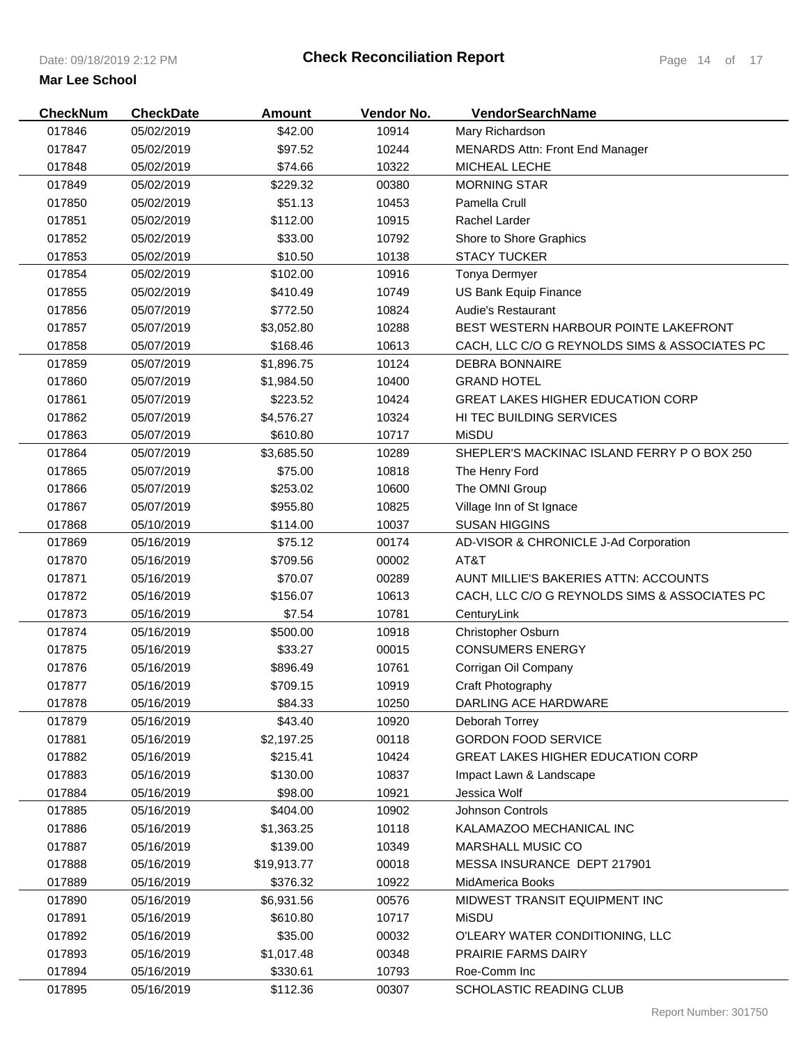# Check Reconciliation Report

**Mar Lee School**

| CheckNum | CheckDate | Amount | Vendor No. | VendorSearchName |
|---|---|---|---|---|
| 017846 | 05/02/2019 | $42.00 | 10914 | Mary Richardson |
| 017847 | 05/02/2019 | $97.52 | 10244 | MENARDS Attn: Front End Manager |
| 017848 | 05/02/2019 | $74.66 | 10322 | MICHEAL LECHE |
| 017849 | 05/02/2019 | $229.32 | 00380 | MORNING STAR |
| 017850 | 05/02/2019 | $51.13 | 10453 | Pamella Crull |
| 017851 | 05/02/2019 | $112.00 | 10915 | Rachel Larder |
| 017852 | 05/02/2019 | $33.00 | 10792 | Shore to Shore Graphics |
| 017853 | 05/02/2019 | $10.50 | 10138 | STACY TUCKER |
| 017854 | 05/02/2019 | $102.00 | 10916 | Tonya Dermyer |
| 017855 | 05/02/2019 | $410.49 | 10749 | US Bank Equip Finance |
| 017856 | 05/07/2019 | $772.50 | 10824 | Audie's Restaurant |
| 017857 | 05/07/2019 | $3,052.80 | 10288 | BEST WESTERN HARBOUR POINTE LAKEFRONT |
| 017858 | 05/07/2019 | $168.46 | 10613 | CACH, LLC C/O G REYNOLDS SIMS & ASSOCIATES PC |
| 017859 | 05/07/2019 | $1,896.75 | 10124 | DEBRA BONNAIRE |
| 017860 | 05/07/2019 | $1,984.50 | 10400 | GRAND HOTEL |
| 017861 | 05/07/2019 | $223.52 | 10424 | GREAT LAKES HIGHER EDUCATION CORP |
| 017862 | 05/07/2019 | $4,576.27 | 10324 | HI TEC BUILDING SERVICES |
| 017863 | 05/07/2019 | $610.80 | 10717 | MiSDU |
| 017864 | 05/07/2019 | $3,685.50 | 10289 | SHEPLER'S MACKINAC ISLAND FERRY P O BOX 250 |
| 017865 | 05/07/2019 | $75.00 | 10818 | The Henry Ford |
| 017866 | 05/07/2019 | $253.02 | 10600 | The OMNI Group |
| 017867 | 05/07/2019 | $955.80 | 10825 | Village Inn of St Ignace |
| 017868 | 05/10/2019 | $114.00 | 10037 | SUSAN HIGGINS |
| 017869 | 05/16/2019 | $75.12 | 00174 | AD-VISOR & CHRONICLE J-Ad Corporation |
| 017870 | 05/16/2019 | $709.56 | 00002 | AT&T |
| 017871 | 05/16/2019 | $70.07 | 00289 | AUNT MILLIE'S BAKERIES ATTN: ACCOUNTS |
| 017872 | 05/16/2019 | $156.07 | 10613 | CACH, LLC C/O G REYNOLDS SIMS & ASSOCIATES PC |
| 017873 | 05/16/2019 | $7.54 | 10781 | CenturyLink |
| 017874 | 05/16/2019 | $500.00 | 10918 | Christopher Osburn |
| 017875 | 05/16/2019 | $33.27 | 00015 | CONSUMERS ENERGY |
| 017876 | 05/16/2019 | $896.49 | 10761 | Corrigan Oil Company |
| 017877 | 05/16/2019 | $709.15 | 10919 | Craft Photography |
| 017878 | 05/16/2019 | $84.33 | 10250 | DARLING ACE HARDWARE |
| 017879 | 05/16/2019 | $43.40 | 10920 | Deborah Torrey |
| 017881 | 05/16/2019 | $2,197.25 | 00118 | GORDON FOOD SERVICE |
| 017882 | 05/16/2019 | $215.41 | 10424 | GREAT LAKES HIGHER EDUCATION CORP |
| 017883 | 05/16/2019 | $130.00 | 10837 | Impact Lawn & Landscape |
| 017884 | 05/16/2019 | $98.00 | 10921 | Jessica Wolf |
| 017885 | 05/16/2019 | $404.00 | 10902 | Johnson Controls |
| 017886 | 05/16/2019 | $1,363.25 | 10118 | KALAMAZOO MECHANICAL INC |
| 017887 | 05/16/2019 | $139.00 | 10349 | MARSHALL MUSIC CO |
| 017888 | 05/16/2019 | $19,913.77 | 00018 | MESSA INSURANCE DEPT 217901 |
| 017889 | 05/16/2019 | $376.32 | 10922 | MidAmerica Books |
| 017890 | 05/16/2019 | $6,931.56 | 00576 | MIDWEST TRANSIT EQUIPMENT INC |
| 017891 | 05/16/2019 | $610.80 | 10717 | MiSDU |
| 017892 | 05/16/2019 | $35.00 | 00032 | O'LEARY WATER CONDITIONING, LLC |
| 017893 | 05/16/2019 | $1,017.48 | 00348 | PRAIRIE FARMS DAIRY |
| 017894 | 05/16/2019 | $330.61 | 10793 | Roe-Comm Inc |
| 017895 | 05/16/2019 | $112.36 | 00307 | SCHOLASTIC READING CLUB |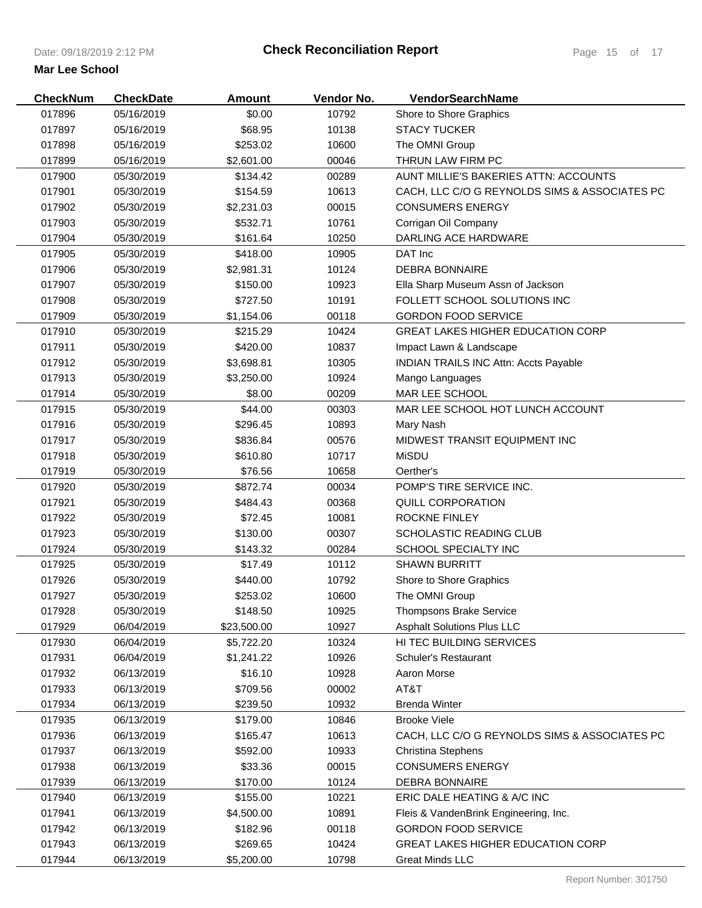# Check Reconciliation Report

**Mar Lee School**

| CheckNum | CheckDate | Amount | Vendor No. | VendorSearchName |
|---|---|---|---|---|
| 017896 | 05/16/2019 | $0.00 | 10792 | Shore to Shore Graphics |
| 017897 | 05/16/2019 | $68.95 | 10138 | STACY TUCKER |
| 017898 | 05/16/2019 | $253.02 | 10600 | The OMNI Group |
| 017899 | 05/16/2019 | $2,601.00 | 00046 | THRUN LAW FIRM PC |
| 017900 | 05/30/2019 | $134.42 | 00289 | AUNT MILLIE'S BAKERIES ATTN: ACCOUNTS |
| 017901 | 05/30/2019 | $154.59 | 10613 | CACH, LLC C/O G REYNOLDS SIMS & ASSOCIATES PC |
| 017902 | 05/30/2019 | $2,231.03 | 00015 | CONSUMERS ENERGY |
| 017903 | 05/30/2019 | $532.71 | 10761 | Corrigan Oil Company |
| 017904 | 05/30/2019 | $161.64 | 10250 | DARLING ACE HARDWARE |
| 017905 | 05/30/2019 | $418.00 | 10905 | DAT Inc |
| 017906 | 05/30/2019 | $2,981.31 | 10124 | DEBRA BONNAIRE |
| 017907 | 05/30/2019 | $150.00 | 10923 | Ella Sharp Museum Assn of Jackson |
| 017908 | 05/30/2019 | $727.50 | 10191 | FOLLETT SCHOOL SOLUTIONS INC |
| 017909 | 05/30/2019 | $1,154.06 | 00118 | GORDON FOOD SERVICE |
| 017910 | 05/30/2019 | $215.29 | 10424 | GREAT LAKES HIGHER EDUCATION CORP |
| 017911 | 05/30/2019 | $420.00 | 10837 | Impact Lawn & Landscape |
| 017912 | 05/30/2019 | $3,698.81 | 10305 | INDIAN TRAILS INC Attn: Accts Payable |
| 017913 | 05/30/2019 | $3,250.00 | 10924 | Mango Languages |
| 017914 | 05/30/2019 | $8.00 | 00209 | MAR LEE SCHOOL |
| 017915 | 05/30/2019 | $44.00 | 00303 | MAR LEE SCHOOL HOT LUNCH ACCOUNT |
| 017916 | 05/30/2019 | $296.45 | 10893 | Mary Nash |
| 017917 | 05/30/2019 | $836.84 | 00576 | MIDWEST TRANSIT EQUIPMENT INC |
| 017918 | 05/30/2019 | $610.80 | 10717 | MiSDU |
| 017919 | 05/30/2019 | $76.56 | 10658 | Oerther's |
| 017920 | 05/30/2019 | $872.74 | 00034 | POMP'S TIRE SERVICE INC. |
| 017921 | 05/30/2019 | $484.43 | 00368 | QUILL CORPORATION |
| 017922 | 05/30/2019 | $72.45 | 10081 | ROCKNE FINLEY |
| 017923 | 05/30/2019 | $130.00 | 00307 | SCHOLASTIC READING CLUB |
| 017924 | 05/30/2019 | $143.32 | 00284 | SCHOOL SPECIALTY INC |
| 017925 | 05/30/2019 | $17.49 | 10112 | SHAWN BURRITT |
| 017926 | 05/30/2019 | $440.00 | 10792 | Shore to Shore Graphics |
| 017927 | 05/30/2019 | $253.02 | 10600 | The OMNI Group |
| 017928 | 05/30/2019 | $148.50 | 10925 | Thompsons Brake Service |
| 017929 | 06/04/2019 | $23,500.00 | 10927 | Asphalt Solutions Plus LLC |
| 017930 | 06/04/2019 | $5,722.20 | 10324 | HI TEC BUILDING SERVICES |
| 017931 | 06/04/2019 | $1,241.22 | 10926 | Schuler's Restaurant |
| 017932 | 06/13/2019 | $16.10 | 10928 | Aaron Morse |
| 017933 | 06/13/2019 | $709.56 | 00002 | AT&T |
| 017934 | 06/13/2019 | $239.50 | 10932 | Brenda Winter |
| 017935 | 06/13/2019 | $179.00 | 10846 | Brooke Viele |
| 017936 | 06/13/2019 | $165.47 | 10613 | CACH, LLC C/O G REYNOLDS SIMS & ASSOCIATES PC |
| 017937 | 06/13/2019 | $592.00 | 10933 | Christina Stephens |
| 017938 | 06/13/2019 | $33.36 | 00015 | CONSUMERS ENERGY |
| 017939 | 06/13/2019 | $170.00 | 10124 | DEBRA BONNAIRE |
| 017940 | 06/13/2019 | $155.00 | 10221 | ERIC DALE HEATING & A/C INC |
| 017941 | 06/13/2019 | $4,500.00 | 10891 | Fleis & VandenBrink Engineering, Inc. |
| 017942 | 06/13/2019 | $182.96 | 00118 | GORDON FOOD SERVICE |
| 017943 | 06/13/2019 | $269.65 | 10424 | GREAT LAKES HIGHER EDUCATION CORP |
| 017944 | 06/13/2019 | $5,200.00 | 10798 | Great Minds LLC |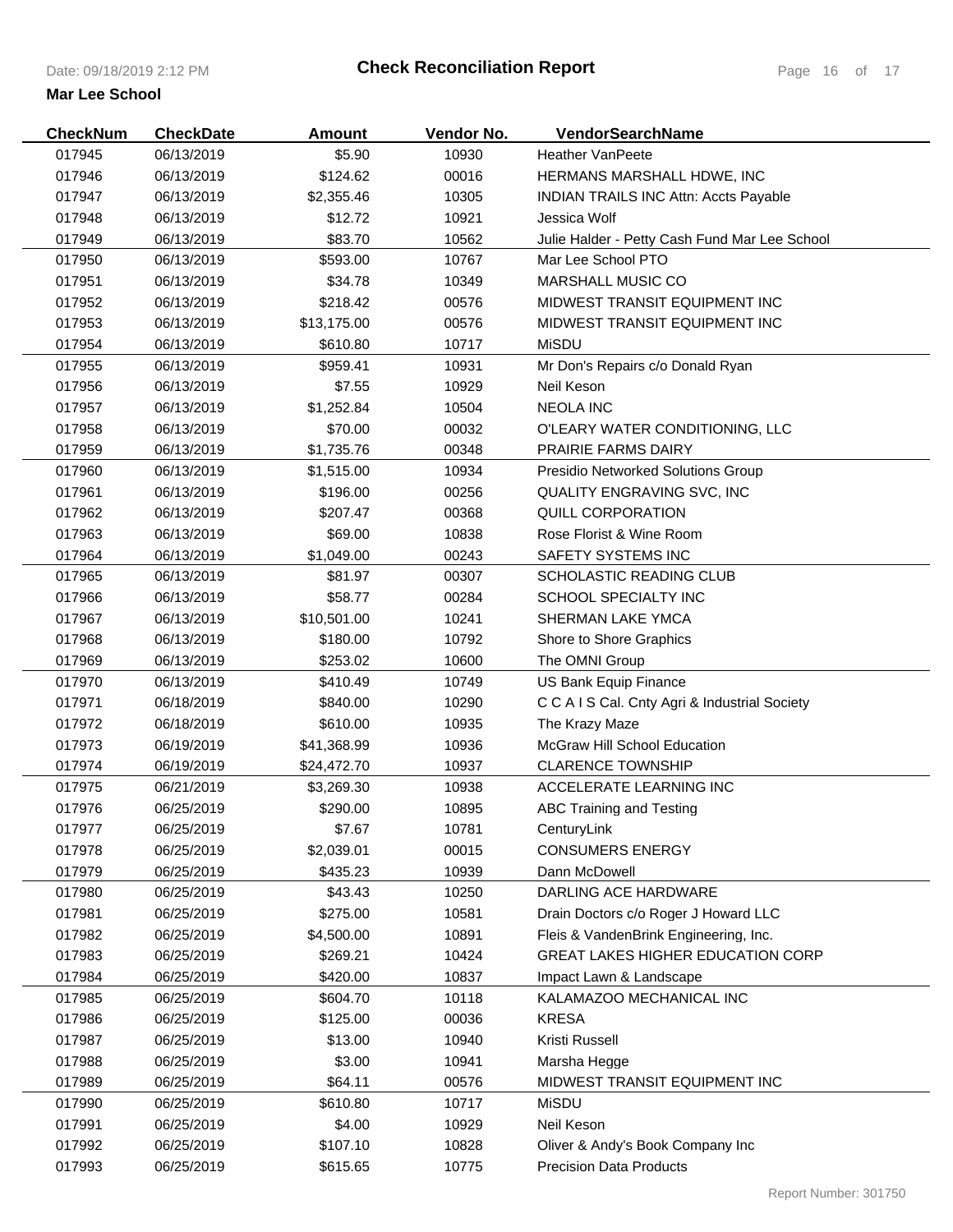# Check Reconciliation Report

**Mar Lee School**

| CheckNum | CheckDate | Amount | Vendor No. | VendorSearchName |
|---|---|---|---|---|
| 017945 | 06/13/2019 | $5.90 | 10930 | Heather VanPeete |
| 017946 | 06/13/2019 | $124.62 | 00016 | HERMANS MARSHALL HDWE, INC |
| 017947 | 06/13/2019 | $2,355.46 | 10305 | INDIAN TRAILS INC Attn: Accts Payable |
| 017948 | 06/13/2019 | $12.72 | 10921 | Jessica Wolf |
| 017949 | 06/13/2019 | $83.70 | 10562 | Julie Halder - Petty Cash Fund Mar Lee School |
| 017950 | 06/13/2019 | $593.00 | 10767 | Mar Lee School PTO |
| 017951 | 06/13/2019 | $34.78 | 10349 | MARSHALL MUSIC CO |
| 017952 | 06/13/2019 | $218.42 | 00576 | MIDWEST TRANSIT EQUIPMENT INC |
| 017953 | 06/13/2019 | $13,175.00 | 00576 | MIDWEST TRANSIT EQUIPMENT INC |
| 017954 | 06/13/2019 | $610.80 | 10717 | MiSDU |
| 017955 | 06/13/2019 | $959.41 | 10931 | Mr Don's Repairs c/o Donald Ryan |
| 017956 | 06/13/2019 | $7.55 | 10929 | Neil Keson |
| 017957 | 06/13/2019 | $1,252.84 | 10504 | NEOLA INC |
| 017958 | 06/13/2019 | $70.00 | 00032 | O'LEARY WATER CONDITIONING, LLC |
| 017959 | 06/13/2019 | $1,735.76 | 00348 | PRAIRIE FARMS DAIRY |
| 017960 | 06/13/2019 | $1,515.00 | 10934 | Presidio Networked Solutions Group |
| 017961 | 06/13/2019 | $196.00 | 00256 | QUALITY ENGRAVING SVC, INC |
| 017962 | 06/13/2019 | $207.47 | 00368 | QUILL CORPORATION |
| 017963 | 06/13/2019 | $69.00 | 10838 | Rose Florist & Wine Room |
| 017964 | 06/13/2019 | $1,049.00 | 00243 | SAFETY SYSTEMS INC |
| 017965 | 06/13/2019 | $81.97 | 00307 | SCHOLASTIC READING CLUB |
| 017966 | 06/13/2019 | $58.77 | 00284 | SCHOOL SPECIALTY INC |
| 017967 | 06/13/2019 | $10,501.00 | 10241 | SHERMAN LAKE YMCA |
| 017968 | 06/13/2019 | $180.00 | 10792 | Shore to Shore Graphics |
| 017969 | 06/13/2019 | $253.02 | 10600 | The OMNI Group |
| 017970 | 06/13/2019 | $410.49 | 10749 | US Bank Equip Finance |
| 017971 | 06/18/2019 | $840.00 | 10290 | C C A I S Cal. Cnty Agri & Industrial Society |
| 017972 | 06/18/2019 | $610.00 | 10935 | The Krazy Maze |
| 017973 | 06/19/2019 | $41,368.99 | 10936 | McGraw Hill School Education |
| 017974 | 06/19/2019 | $24,472.70 | 10937 | CLARENCE TOWNSHIP |
| 017975 | 06/21/2019 | $3,269.30 | 10938 | ACCELERATE LEARNING INC |
| 017976 | 06/25/2019 | $290.00 | 10895 | ABC Training and Testing |
| 017977 | 06/25/2019 | $7.67 | 10781 | CenturyLink |
| 017978 | 06/25/2019 | $2,039.01 | 00015 | CONSUMERS ENERGY |
| 017979 | 06/25/2019 | $435.23 | 10939 | Dann McDowell |
| 017980 | 06/25/2019 | $43.43 | 10250 | DARLING ACE HARDWARE |
| 017981 | 06/25/2019 | $275.00 | 10581 | Drain Doctors c/o Roger J Howard LLC |
| 017982 | 06/25/2019 | $4,500.00 | 10891 | Fleis & VandenBrink Engineering, Inc. |
| 017983 | 06/25/2019 | $269.21 | 10424 | GREAT LAKES HIGHER EDUCATION CORP |
| 017984 | 06/25/2019 | $420.00 | 10837 | Impact Lawn & Landscape |
| 017985 | 06/25/2019 | $604.70 | 10118 | KALAMAZOO MECHANICAL INC |
| 017986 | 06/25/2019 | $125.00 | 00036 | KRESA |
| 017987 | 06/25/2019 | $13.00 | 10940 | Kristi Russell |
| 017988 | 06/25/2019 | $3.00 | 10941 | Marsha Hegge |
| 017989 | 06/25/2019 | $64.11 | 00576 | MIDWEST TRANSIT EQUIPMENT INC |
| 017990 | 06/25/2019 | $610.80 | 10717 | MiSDU |
| 017991 | 06/25/2019 | $4.00 | 10929 | Neil Keson |
| 017992 | 06/25/2019 | $107.10 | 10828 | Oliver & Andy's Book Company Inc |
| 017993 | 06/25/2019 | $615.65 | 10775 | Precision Data Products |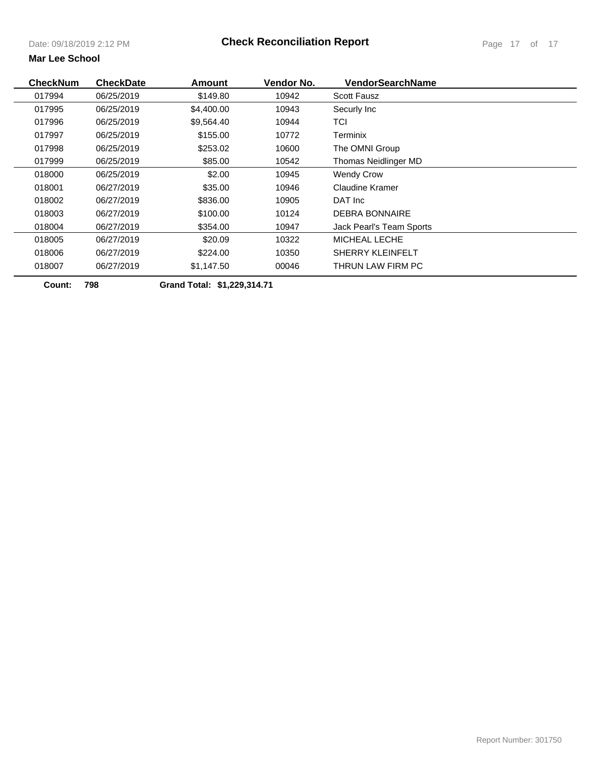**Check Reconciliation Report**

**Mar Lee School**

| CheckNum | CheckDate | Amount | Vendor No. | VendorSearchName |
|---|---|---|---|---|
| 017994 | 06/25/2019 | $149.80 | 10942 | Scott Fausz |
| 017995 | 06/25/2019 | $4,400.00 | 10943 | Securly Inc |
| 017996 | 06/25/2019 | $9,564.40 | 10944 | TCI |
| 017997 | 06/25/2019 | $155.00 | 10772 | Terminix |
| 017998 | 06/25/2019 | $253.02 | 10600 | The OMNI Group |
| 017999 | 06/25/2019 | $85.00 | 10542 | Thomas Neidlinger MD |
| 018000 | 06/25/2019 | $2.00 | 10945 | Wendy Crow |
| 018001 | 06/27/2019 | $35.00 | 10946 | Claudine Kramer |
| 018002 | 06/27/2019 | $836.00 | 10905 | DAT Inc |
| 018003 | 06/27/2019 | $100.00 | 10124 | DEBRA BONNAIRE |
| 018004 | 06/27/2019 | $354.00 | 10947 | Jack Pearl's Team Sports |
| 018005 | 06/27/2019 | $20.09 | 10322 | MICHEAL LECHE |
| 018006 | 06/27/2019 | $224.00 | 10350 | SHERRY KLEINFELT |
| 018007 | 06/27/2019 | $1,147.50 | 00046 | THRUN LAW FIRM PC |

**Count: 798** **Grand Total: $1,229,314.71**

Report Number: 301750